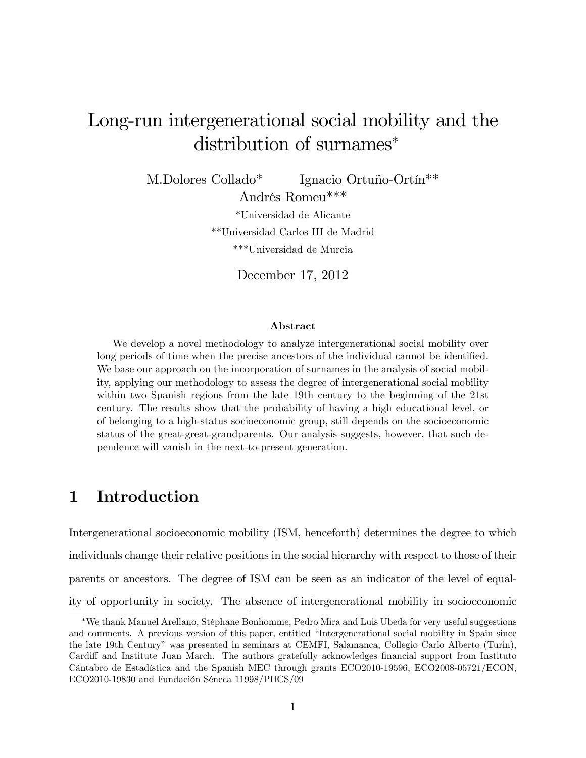# Long-run intergenerational social mobility and the distribution of surnames*

M.Dolores Collado* Ignacio Ortuño-Ortín** Andrés Romeu***

*Universidad de Alicante

**Universidad Carlos III de Madrid

***Universidad de Murcia

December 17, 2012

### Abstract

We develop a novel methodology to analyze intergenerational social mobility over long periods of time when the precise ancestors of the individual cannot be identified. We base our approach on the incorporation of surnames in the analysis of social mobility, applying our methodology to assess the degree of intergenerational social mobility within two Spanish regions from the late 19th century to the beginning of the 21st century. The results show that the probability of having a high educational level, or of belonging to a high-status socioeconomic group, still depends on the socioeconomic status of the great-great-grandparents. Our analysis suggests, however, that such dependence will vanish in the next-to-present generation.

## 1 Introduction

Intergenerational socioeconomic mobility (ISM, henceforth) determines the degree to which individuals change their relative positions in the social hierarchy with respect to those of their parents or ancestors. The degree of ISM can be seen as an indicator of the level of equality of opportunity in society. The absence of intergenerational mobility in socioeconomic

---

*We thank Manuel Arellano, Stéphane Bonhomme, Pedro Mira and Luis Ubeda for very useful suggestions and comments. A previous version of this paper, entitled "Intergenerational social mobility in Spain since the late 19th Century" was presented in seminars at CEMFI, Salamanca, Collegio Carlo Alberto (Turin), Cardiff and Institute Juan March. The authors gratefully acknowledges financial support from Instituto Cántabro de Estadística and the Spanish MEC through grants ECO2010-19596, ECO2008-05721/ECON, ECO2010-19830 and Fundación Séneca 11998/PHCS/09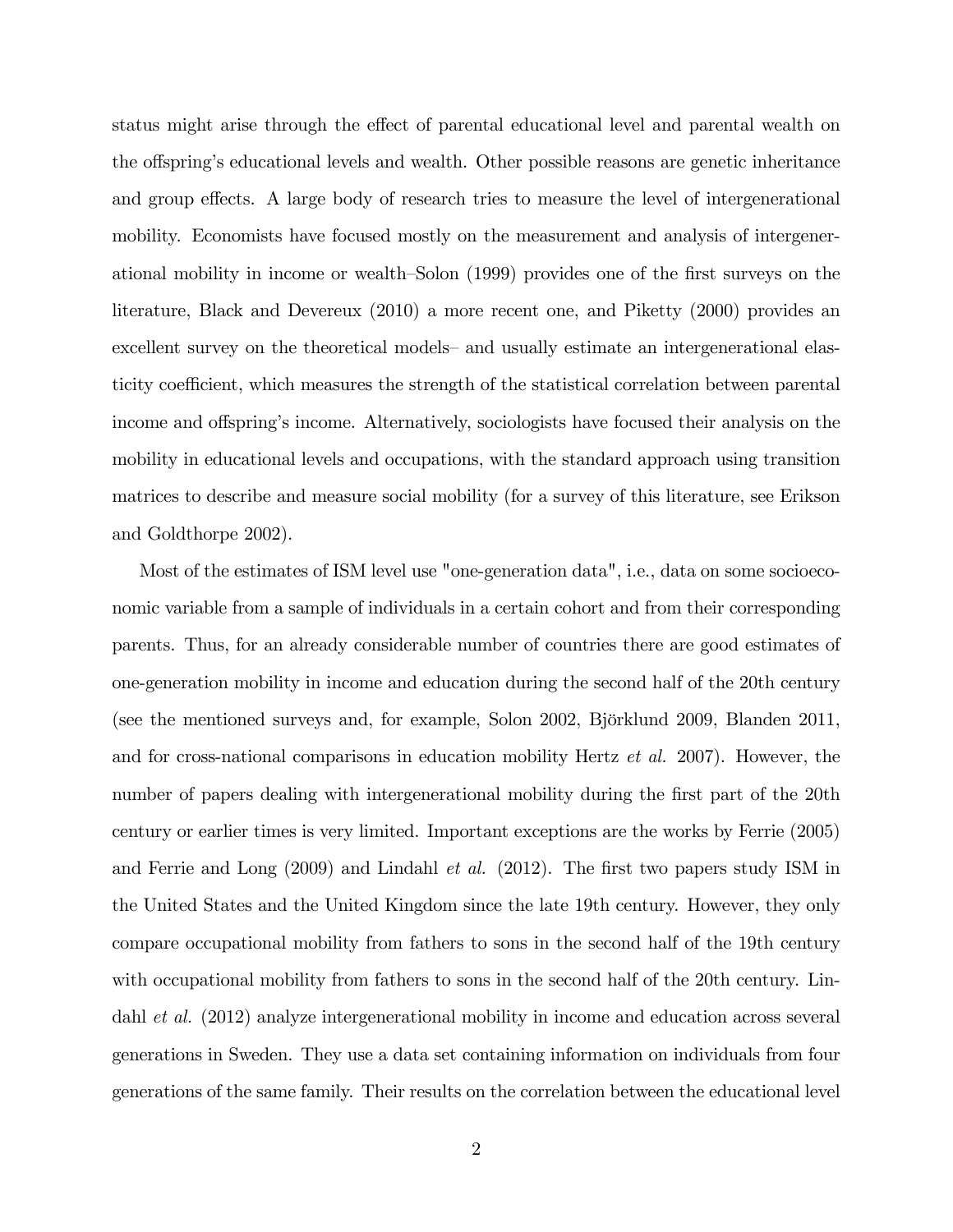status might arise through the effect of parental educational level and parental wealth on the offspring's educational levels and wealth. Other possible reasons are genetic inheritance and group effects. A large body of research tries to measure the level of intergenerational mobility. Economists have focused mostly on the measurement and analysis of intergenerational mobility in income or wealth–Solon (1999) provides one of the first surveys on the literature, Black and Devereux (2010) a more recent one, and Piketty (2000) provides an excellent survey on the theoretical models– and usually estimate an intergenerational elasticity coefficient, which measures the strength of the statistical correlation between parental income and offspring's income. Alternatively, sociologists have focused their analysis on the mobility in educational levels and occupations, with the standard approach using transition matrices to describe and measure social mobility (for a survey of this literature, see Erikson and Goldthorpe 2002).

Most of the estimates of ISM level use "one-generation data", i.e., data on some socioeconomic variable from a sample of individuals in a certain cohort and from their corresponding parents. Thus, for an already considerable number of countries there are good estimates of one-generation mobility in income and education during the second half of the 20th century (see the mentioned surveys and, for example, Solon 2002, Björklund 2009, Blanden 2011, and for cross-national comparisons in education mobility Hertz *et al.* 2007). However, the number of papers dealing with intergenerational mobility during the first part of the 20th century or earlier times is very limited. Important exceptions are the works by Ferrie (2005) and Ferrie and Long (2009) and Lindahl *et al.* (2012). The first two papers study ISM in the United States and the United Kingdom since the late 19th century. However, they only compare occupational mobility from fathers to sons in the second half of the 19th century with occupational mobility from fathers to sons in the second half of the 20th century. Lindahl *et al.* (2012) analyze intergenerational mobility in income and education across several generations in Sweden. They use a data set containing information on individuals from four generations of the same family. Their results on the correlation between the educational level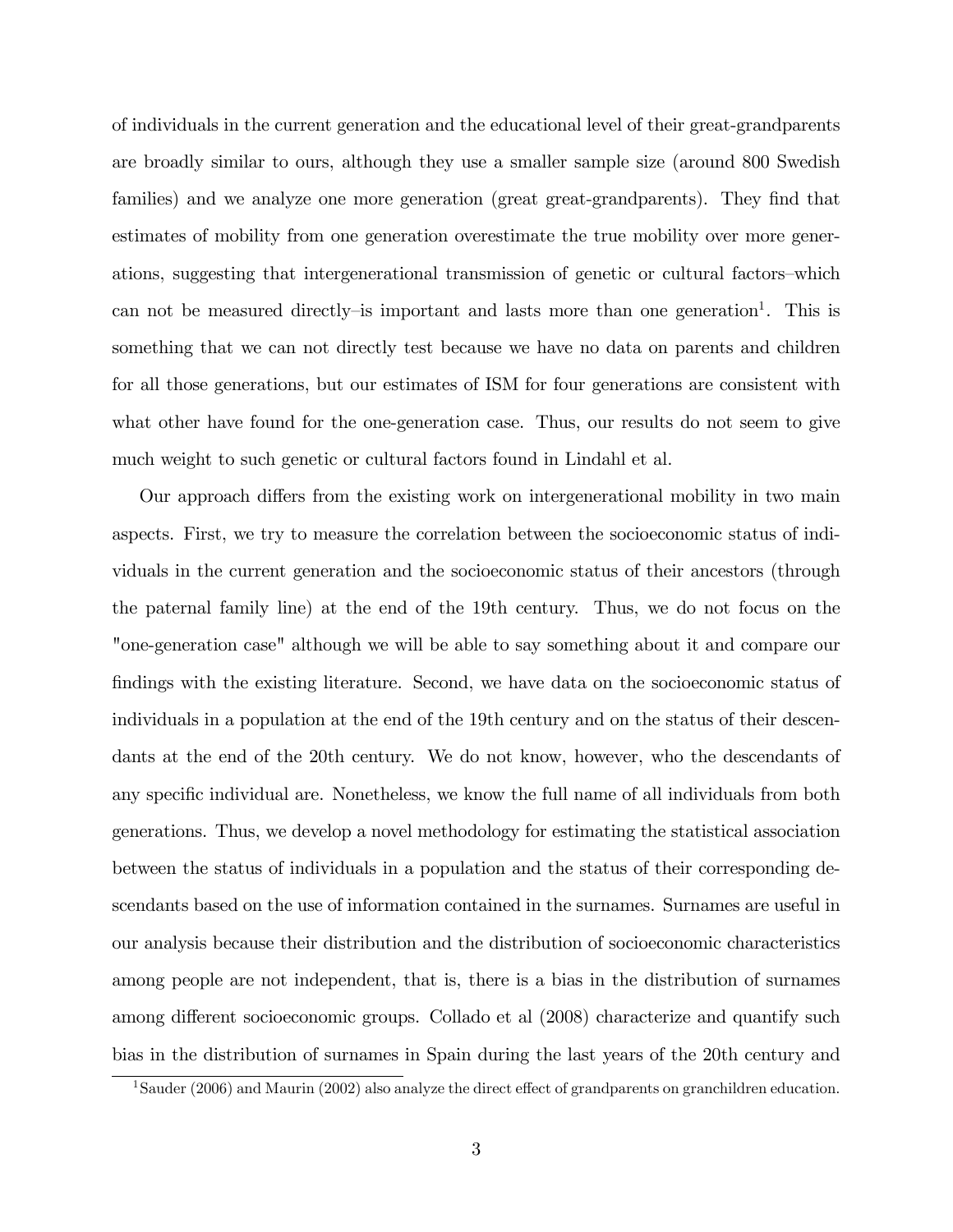of individuals in the current generation and the educational level of their great-grandparents are broadly similar to ours, although they use a smaller sample size (around 800 Swedish families) and we analyze one more generation (great great-grandparents). They find that estimates of mobility from one generation overestimate the true mobility over more generations, suggesting that intergenerational transmission of genetic or cultural factors–which can not be measured directly–is important and lasts more than one generation[1]. This is something that we can not directly test because we have no data on parents and children for all those generations, but our estimates of ISM for four generations are consistent with what other have found for the one-generation case. Thus, our results do not seem to give much weight to such genetic or cultural factors found in Lindahl et al.

Our approach differs from the existing work on intergenerational mobility in two main aspects. First, we try to measure the correlation between the socioeconomic status of individuals in the current generation and the socioeconomic status of their ancestors (through the paternal family line) at the end of the 19th century. Thus, we do not focus on the "one-generation case" although we will be able to say something about it and compare our findings with the existing literature. Second, we have data on the socioeconomic status of individuals in a population at the end of the 19th century and on the status of their descendants at the end of the 20th century. We do not know, however, who the descendants of any specific individual are. Nonetheless, we know the full name of all individuals from both generations. Thus, we develop a novel methodology for estimating the statistical association between the status of individuals in a population and the status of their corresponding descendants based on the use of information contained in the surnames. Surnames are useful in our analysis because their distribution and the distribution of socioeconomic characteristics among people are not independent, that is, there is a bias in the distribution of surnames among different socioeconomic groups. Collado et al (2008) characterize and quantify such bias in the distribution of surnames in Spain during the last years of the 20th century and

[1] Sauder (2006) and Maurin (2002) also analyze the direct effect of grandparents on granchildren education.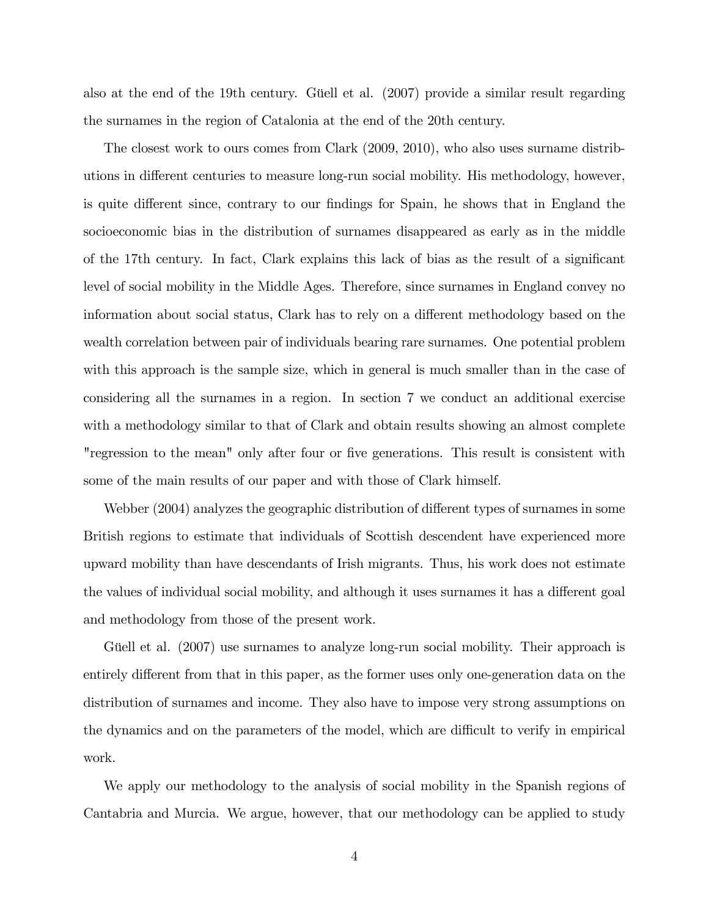also at the end of the 19th century. Güell et al. (2007) provide a similar result regarding the surnames in the region of Catalonia at the end of the 20th century.

The closest work to ours comes from Clark (2009, 2010), who also uses surname distributions in different centuries to measure long-run social mobility. His methodology, however, is quite different since, contrary to our findings for Spain, he shows that in England the socioeconomic bias in the distribution of surnames disappeared as early as in the middle of the 17th century. In fact, Clark explains this lack of bias as the result of a significant level of social mobility in the Middle Ages. Therefore, since surnames in England convey no information about social status, Clark has to rely on a different methodology based on the wealth correlation between pair of individuals bearing rare surnames. One potential problem with this approach is the sample size, which in general is much smaller than in the case of considering all the surnames in a region. In section 7 we conduct an additional exercise with a methodology similar to that of Clark and obtain results showing an almost complete "regression to the mean" only after four or five generations. This result is consistent with some of the main results of our paper and with those of Clark himself.

Webber (2004) analyzes the geographic distribution of different types of surnames in some British regions to estimate that individuals of Scottish descendent have experienced more upward mobility than have descendants of Irish migrants. Thus, his work does not estimate the values of individual social mobility, and although it uses surnames it has a different goal and methodology from those of the present work.

Güell et al. (2007) use surnames to analyze long-run social mobility. Their approach is entirely different from that in this paper, as the former uses only one-generation data on the distribution of surnames and income. They also have to impose very strong assumptions on the dynamics and on the parameters of the model, which are difficult to verify in empirical work.

We apply our methodology to the analysis of social mobility in the Spanish regions of Cantabria and Murcia. We argue, however, that our methodology can be applied to study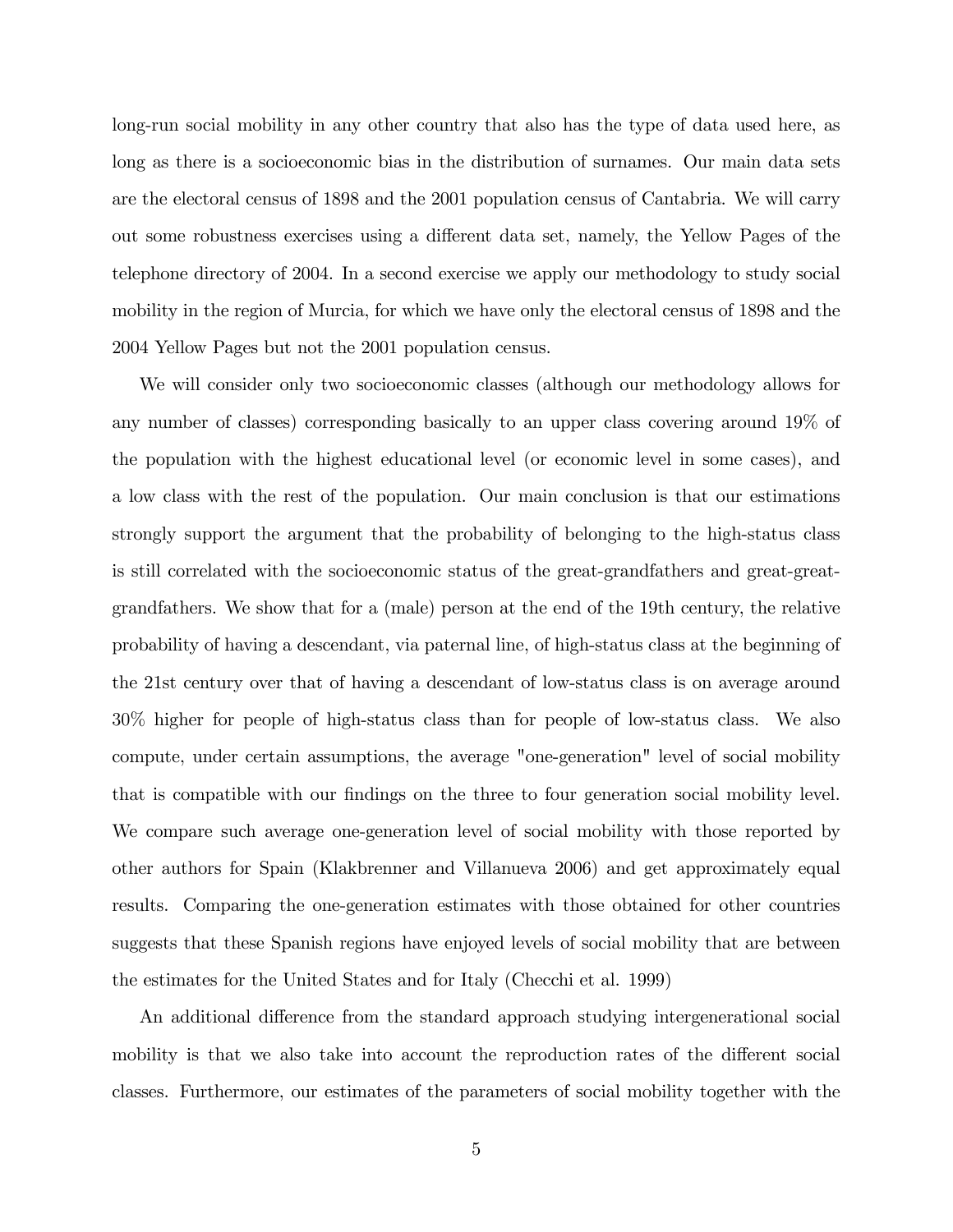long-run social mobility in any other country that also has the type of data used here, as long as there is a socioeconomic bias in the distribution of surnames. Our main data sets are the electoral census of 1898 and the 2001 population census of Cantabria. We will carry out some robustness exercises using a different data set, namely, the Yellow Pages of the telephone directory of 2004. In a second exercise we apply our methodology to study social mobility in the region of Murcia, for which we have only the electoral census of 1898 and the 2004 Yellow Pages but not the 2001 population census.

We will consider only two socioeconomic classes (although our methodology allows for any number of classes) corresponding basically to an upper class covering around 19% of the population with the highest educational level (or economic level in some cases), and a low class with the rest of the population. Our main conclusion is that our estimations strongly support the argument that the probability of belonging to the high-status class is still correlated with the socioeconomic status of the great-grandfathers and great-great-grandfathers. We show that for a (male) person at the end of the 19th century, the relative probability of having a descendant, via paternal line, of high-status class at the beginning of the 21st century over that of having a descendant of low-status class is on average around 30% higher for people of high-status class than for people of low-status class. We also compute, under certain assumptions, the average "one-generation" level of social mobility that is compatible with our findings on the three to four generation social mobility level. We compare such average one-generation level of social mobility with those reported by other authors for Spain (Klakbrenner and Villanueva 2006) and get approximately equal results. Comparing the one-generation estimates with those obtained for other countries suggests that these Spanish regions have enjoyed levels of social mobility that are between the estimates for the United States and for Italy (Checchi et al. 1999)

An additional difference from the standard approach studying intergenerational social mobility is that we also take into account the reproduction rates of the different social classes. Furthermore, our estimates of the parameters of social mobility together with the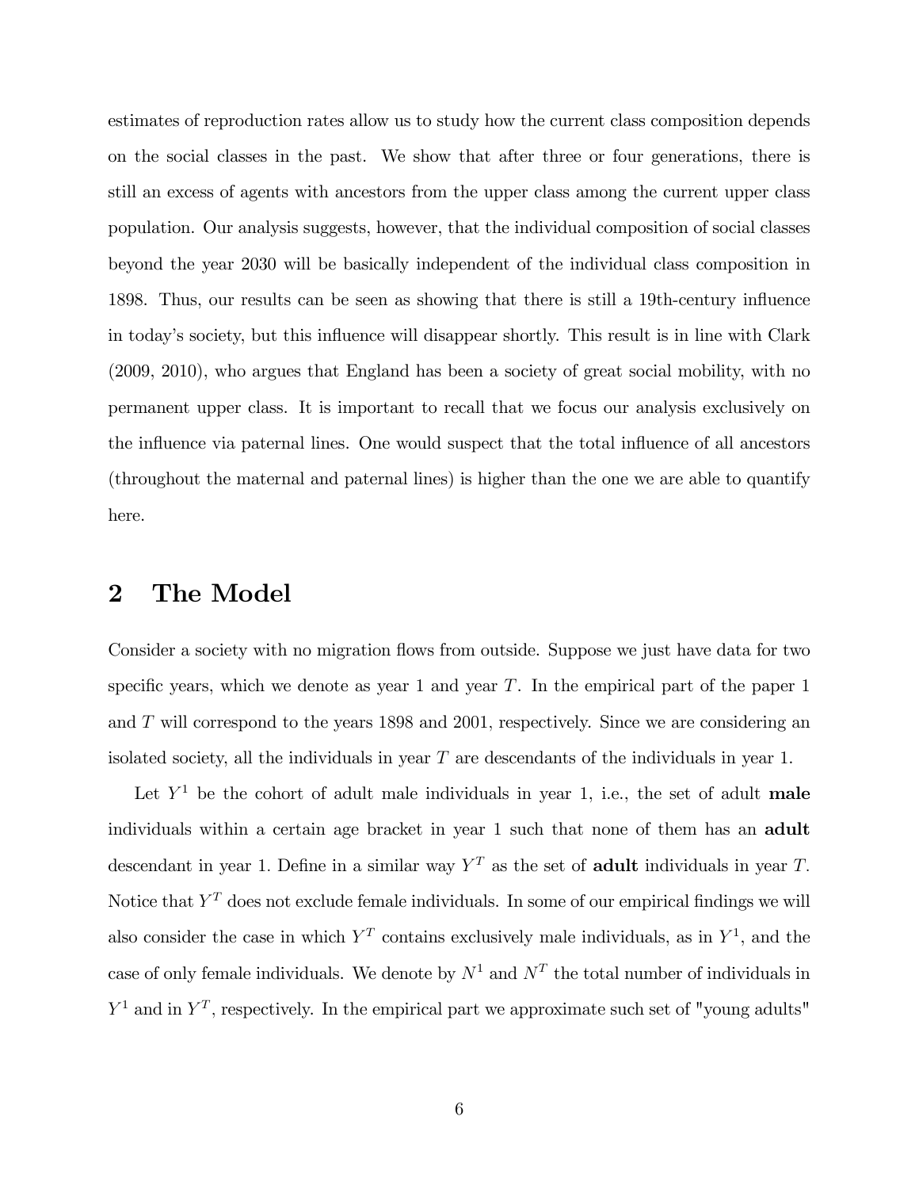estimates of reproduction rates allow us to study how the current class composition depends on the social classes in the past. We show that after three or four generations, there is still an excess of agents with ancestors from the upper class among the current upper class population. Our analysis suggests, however, that the individual composition of social classes beyond the year 2030 will be basically independent of the individual class composition in 1898. Thus, our results can be seen as showing that there is still a 19th-century influence in today's society, but this influence will disappear shortly. This result is in line with Clark (2009, 2010), who argues that England has been a society of great social mobility, with no permanent upper class. It is important to recall that we focus our analysis exclusively on the influence via paternal lines. One would suspect that the total influence of all ancestors (throughout the maternal and paternal lines) is higher than the one we are able to quantify here.

## 2 The Model

Consider a society with no migration flows from outside. Suppose we just have data for two specific years, which we denote as year 1 and year $T$. In the empirical part of the paper 1 and $T$ will correspond to the years 1898 and 2001, respectively. Since we are considering an isolated society, all the individuals in year $T$ are descendants of the individuals in year 1.

Let $Y^1$ be the cohort of adult male individuals in year 1, i.e., the set of adult **male** individuals within a certain age bracket in year 1 such that none of them has an **adult** descendant in year 1. Define in a similar way $Y^T$ as the set of **adult** individuals in year $T$. Notice that $Y^T$ does not exclude female individuals. In some of our empirical findings we will also consider the case in which $Y^T$ contains exclusively male individuals, as in $Y^1$, and the case of only female individuals. We denote by $N^1$ and $N^T$ the total number of individuals in $Y^1$ and in $Y^T$, respectively. In the empirical part we approximate such set of "young adults"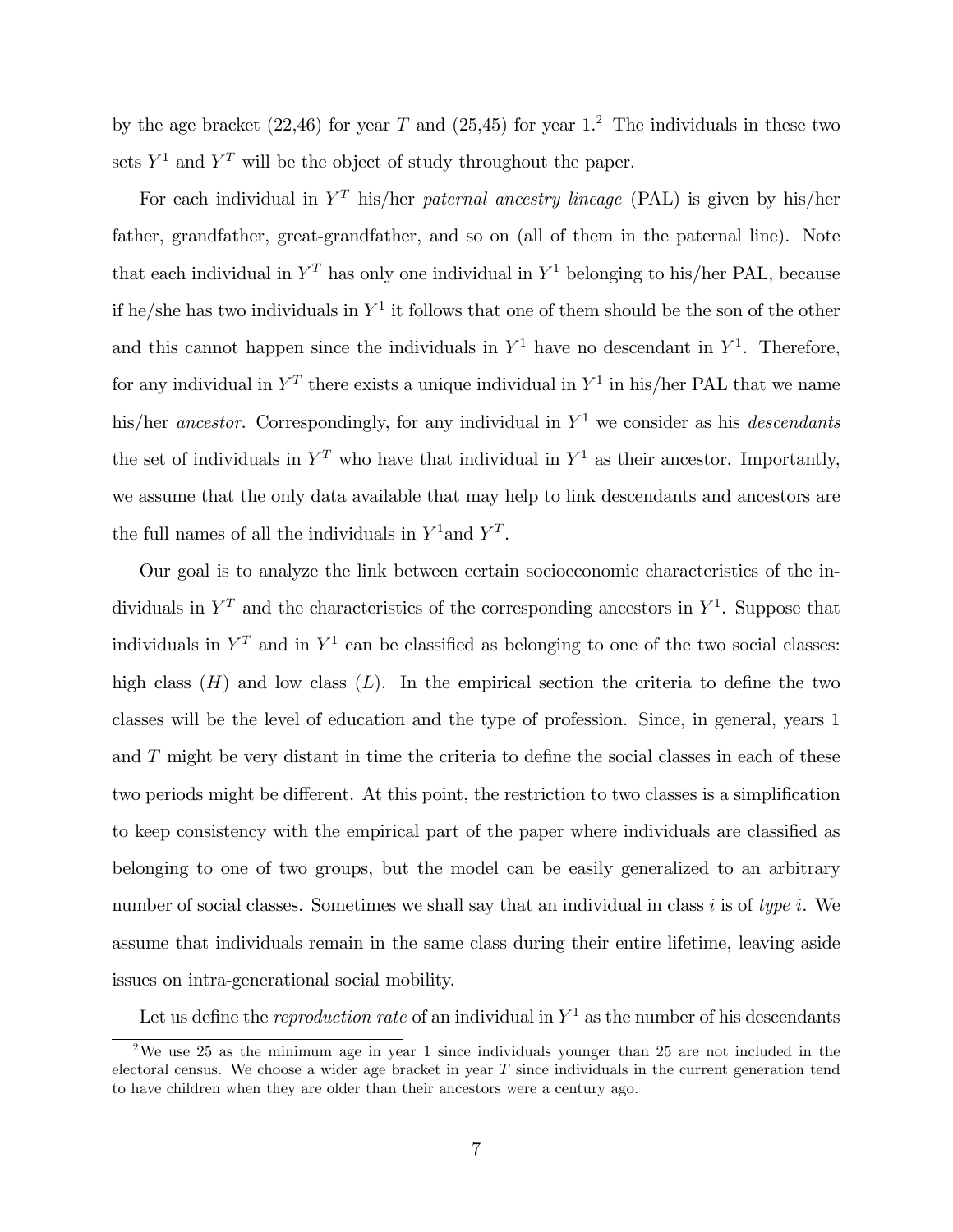by the age bracket (22,46) for year $T$ and (25,45) for year 1.[2] The individuals in these two sets $Y^1$ and $Y^T$ will be the object of study throughout the paper.

For each individual in $Y^T$ his/her *paternal ancestry lineage* (PAL) is given by his/her father, grandfather, great-grandfather, and so on (all of them in the paternal line). Note that each individual in $Y^T$ has only one individual in $Y^1$ belonging to his/her PAL, because if he/she has two individuals in $Y^1$ it follows that one of them should be the son of the other and this cannot happen since the individuals in $Y^1$ have no descendant in $Y^1$. Therefore, for any individual in $Y^T$ there exists a unique individual in $Y^1$ in his/her PAL that we name his/her *ancestor*. Correspondingly, for any individual in $Y^1$ we consider as his *descendants* the set of individuals in $Y^T$ who have that individual in $Y^1$ as their ancestor. Importantly, we assume that the only data available that may help to link descendants and ancestors are the full names of all the individuals in $Y^1$and $Y^T$.

Our goal is to analyze the link between certain socioeconomic characteristics of the individuals in $Y^T$ and the characteristics of the corresponding ancestors in $Y^1$. Suppose that individuals in $Y^T$ and in $Y^1$ can be classified as belonging to one of the two social classes: high class ($H$) and low class ($L$). In the empirical section the criteria to define the two classes will be the level of education and the type of profession. Since, in general, years 1 and $T$ might be very distant in time the criteria to define the social classes in each of these two periods might be different. At this point, the restriction to two classes is a simplification to keep consistency with the empirical part of the paper where individuals are classified as belonging to one of two groups, but the model can be easily generalized to an arbitrary number of social classes. Sometimes we shall say that an individual in class $i$ is of *type* $i$. We assume that individuals remain in the same class during their entire lifetime, leaving aside issues on intra-generational social mobility.

Let us define the *reproduction rate* of an individual in $Y^1$ as the number of his descendants

[2] We use 25 as the minimum age in year 1 since individuals younger than 25 are not included in the electoral census. We choose a wider age bracket in year $T$ since individuals in the current generation tend to have children when they are older than their ancestors were a century ago.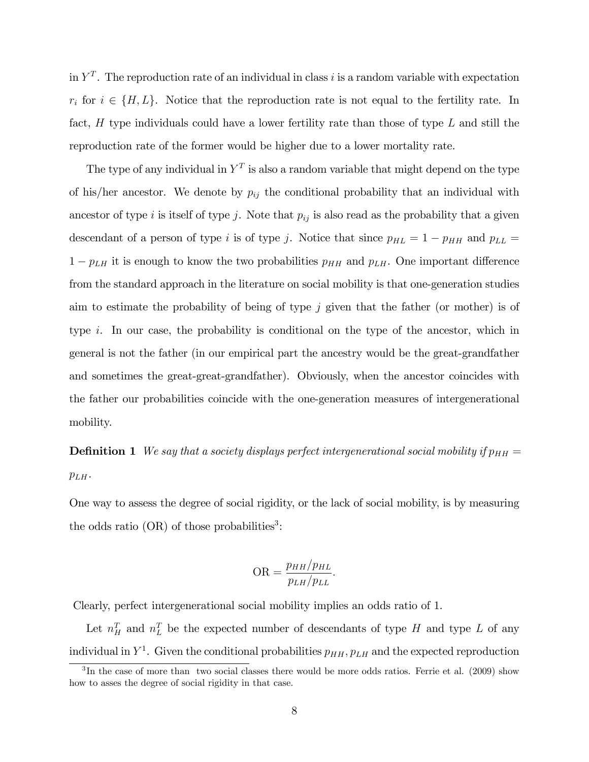in $Y^T$. The reproduction rate of an individual in class $i$ is a random variable with expectation $r_i$ for $i \in \{H, L\}$. Notice that the reproduction rate is not equal to the fertility rate. In fact, $H$ type individuals could have a lower fertility rate than those of type $L$ and still the reproduction rate of the former would be higher due to a lower mortality rate.

The type of any individual in $Y^T$ is also a random variable that might depend on the type of his/her ancestor. We denote by $p_{ij}$ the conditional probability that an individual with ancestor of type $i$ is itself of type $j$. Note that $p_{ij}$ is also read as the probability that a given descendant of a person of type $i$ is of type $j$. Notice that since $p_{HL} = 1 - p_{HH}$ and $p_{LL} = 1 - p_{LH}$ it is enough to know the two probabilities $p_{HH}$ and $p_{LH}$. One important difference from the standard approach in the literature on social mobility is that one-generation studies aim to estimate the probability of being of type $j$ given that the father (or mother) is of type $i$. In our case, the probability is conditional on the type of the ancestor, which in general is not the father (in our empirical part the ancestry would be the great-grandfather and sometimes the great-great-grandfather). Obviously, when the ancestor coincides with the father our probabilities coincide with the one-generation measures of intergenerational mobility.

**Definition 1** *We say that a society displays perfect intergenerational social mobility if* $p_{HH} = p_{LH}$.

One way to assess the degree of social rigidity, or the lack of social mobility, is by measuring the odds ratio (OR) of those probabilities[3]:

$$\text{OR} = \frac{p_{HH}/p_{HL}}{p_{LH}/p_{LL}}.$$

Clearly, perfect intergenerational social mobility implies an odds ratio of 1.

Let $n_H^T$ and $n_L^T$ be the expected number of descendants of type $H$ and type $L$ of any individual in $Y^1$. Given the conditional probabilities $p_{HH}, p_{LH}$ and the expected reproduction

[3] In the case of more than two social classes there would be more odds ratios. Ferrie et al. (2009) show how to asses the degree of social rigidity in that case.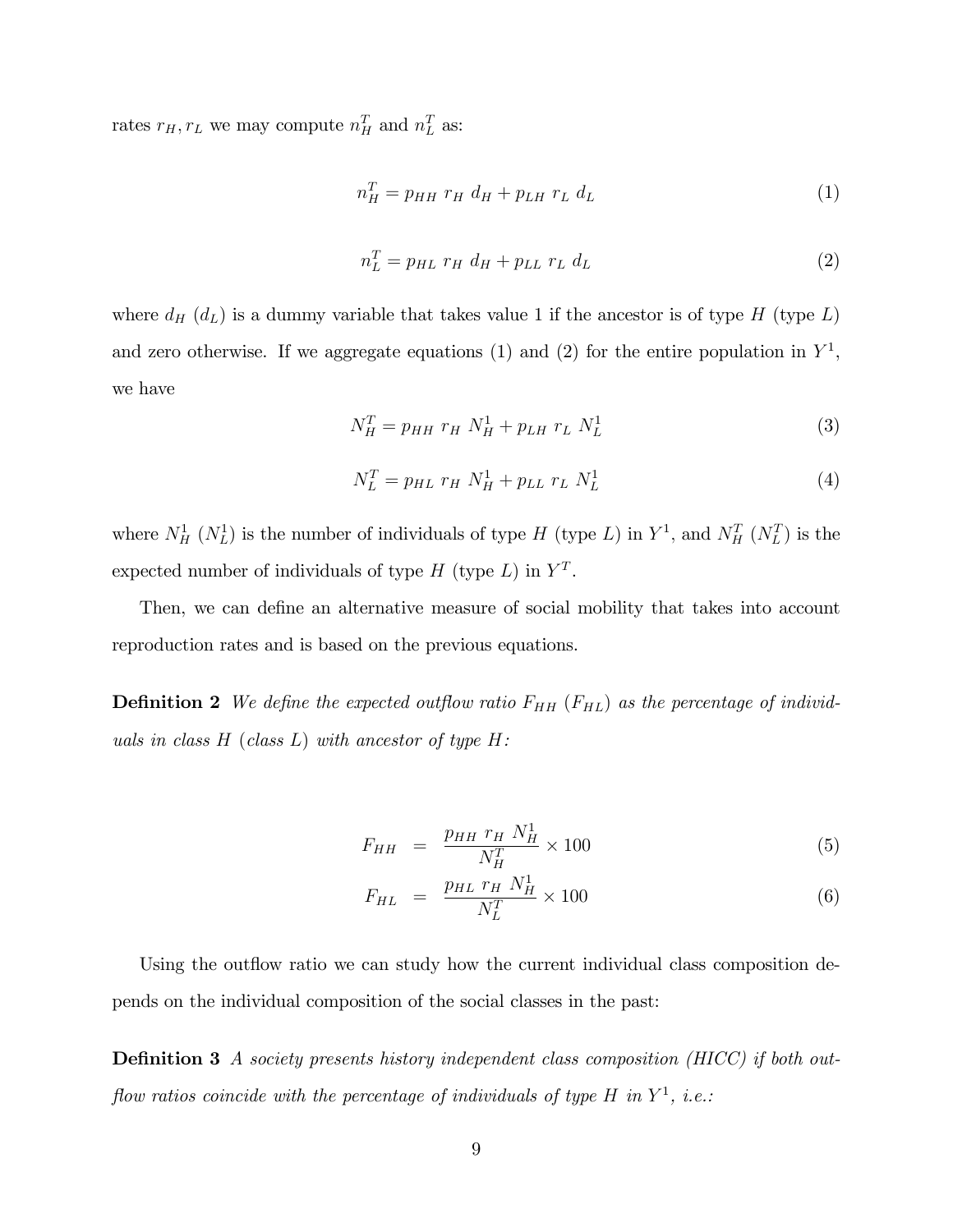rates $r_H, r_L$ we may compute $n_H^T$ and $n_L^T$ as:

$$n_H^T = p_{HH}\ r_H\ d_H + p_{LH}\ r_L\ d_L \tag{1}$$

$$n_L^T = p_{HL}\ r_H\ d_H + p_{LL}\ r_L\ d_L \tag{2}$$

where $d_H$ ($d_L$) is a dummy variable that takes value 1 if the ancestor is of type $H$ (type $L$) and zero otherwise. If we aggregate equations (1) and (2) for the entire population in $Y^1$, we have

$$N_H^T = p_{HH}\ r_H\ N_H^1 + p_{LH}\ r_L\ N_L^1 \tag{3}$$

$$N_L^T = p_{HL}\ r_H\ N_H^1 + p_{LL}\ r_L\ N_L^1 \tag{4}$$

where $N_H^1$ ($N_L^1$) is the number of individuals of type $H$ (type $L$) in $Y^1$, and $N_H^T$ ($N_L^T$) is the expected number of individuals of type $H$ (type $L$) in $Y^T$.

Then, we can define an alternative measure of social mobility that takes into account reproduction rates and is based on the previous equations.

**Definition 2** *We define the expected outflow ratio $F_{HH}$ ($F_{HL}$) as the percentage of individuals in class $H$ (class $L$) with ancestor of type $H$:*

$$F_{HH} = \frac{p_{HH}\ r_H\ N_H^1}{N_H^T} \times 100 \tag{5}$$

$$F_{HL} = \frac{p_{HL}\ r_H\ N_H^1}{N_L^T} \times 100 \tag{6}$$

Using the outflow ratio we can study how the current individual class composition depends on the individual composition of the social classes in the past:

**Definition 3** *A society presents history independent class composition (HICC) if both outflow ratios coincide with the percentage of individuals of type $H$ in $Y^1$, i.e.:*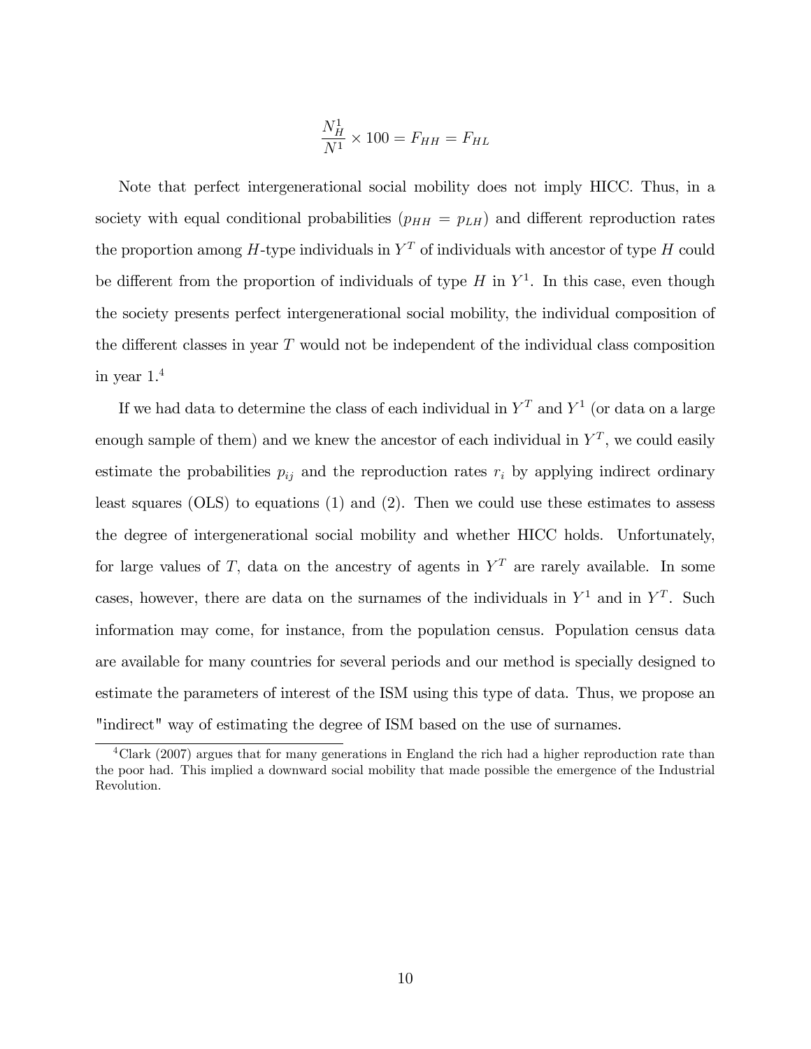$$\frac{N_H^1}{N^1} \times 100 = F_{HH} = F_{HL}$$

Note that perfect intergenerational social mobility does not imply HICC. Thus, in a society with equal conditional probabilities ($p_{HH} = p_{LH}$) and different reproduction rates the proportion among $H$-type individuals in $Y^T$ of individuals with ancestor of type $H$ could be different from the proportion of individuals of type $H$ in $Y^1$. In this case, even though the society presents perfect intergenerational social mobility, the individual composition of the different classes in year $T$ would not be independent of the individual class composition in year 1.[4]

If we had data to determine the class of each individual in $Y^T$ and $Y^1$ (or data on a large enough sample of them) and we knew the ancestor of each individual in $Y^T$, we could easily estimate the probabilities $p_{ij}$ and the reproduction rates $r_i$ by applying indirect ordinary least squares (OLS) to equations (1) and (2). Then we could use these estimates to assess the degree of intergenerational social mobility and whether HICC holds. Unfortunately, for large values of $T$, data on the ancestry of agents in $Y^T$ are rarely available. In some cases, however, there are data on the surnames of the individuals in $Y^1$ and in $Y^T$. Such information may come, for instance, from the population census. Population census data are available for many countries for several periods and our method is specially designed to estimate the parameters of interest of the ISM using this type of data. Thus, we propose an "indirect" way of estimating the degree of ISM based on the use of surnames.

[4] Clark (2007) argues that for many generations in England the rich had a higher reproduction rate than the poor had. This implied a downward social mobility that made possible the emergence of the Industrial Revolution.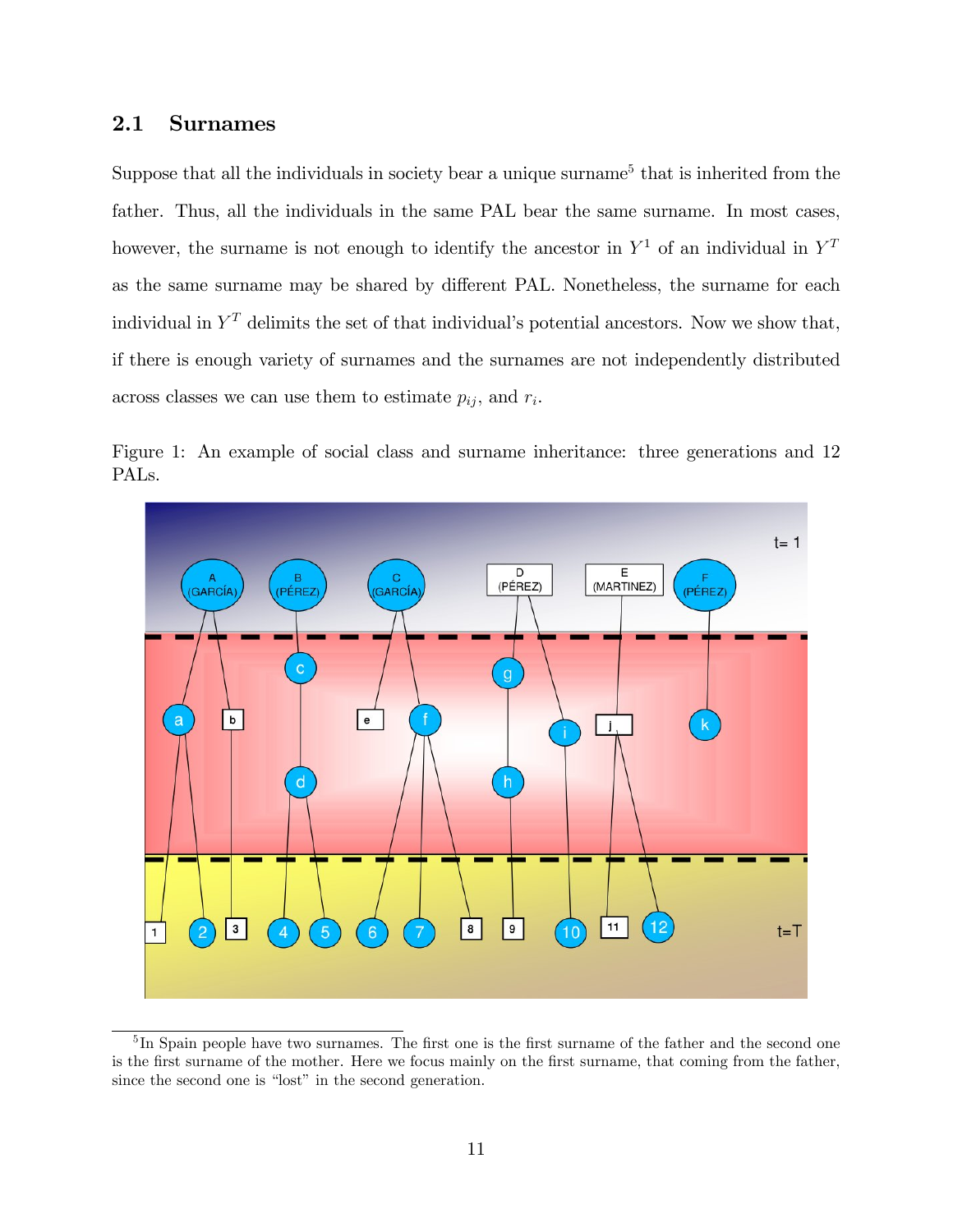## 2.1 Surnames

Suppose that all the individuals in society bear a unique surname[5] that is inherited from the father. Thus, all the individuals in the same PAL bear the same surname. In most cases, however, the surname is not enough to identify the ancestor in $Y^1$ of an individual in $Y^T$ as the same surname may be shared by different PAL. Nonetheless, the surname for each individual in $Y^T$ delimits the set of that individual's potential ancestors. Now we show that, if there is enough variety of surnames and the surnames are not independently distributed across classes we can use them to estimate $p_{ij}$, and $r_i$.

Figure 1: An example of social class and surname inheritance: three generations and 12 PALs.

[5] In Spain people have two surnames. The first one is the first surname of the father and the second one is the first surname of the mother. Here we focus mainly on the first surname, that coming from the father, since the second one is "lost" in the second generation.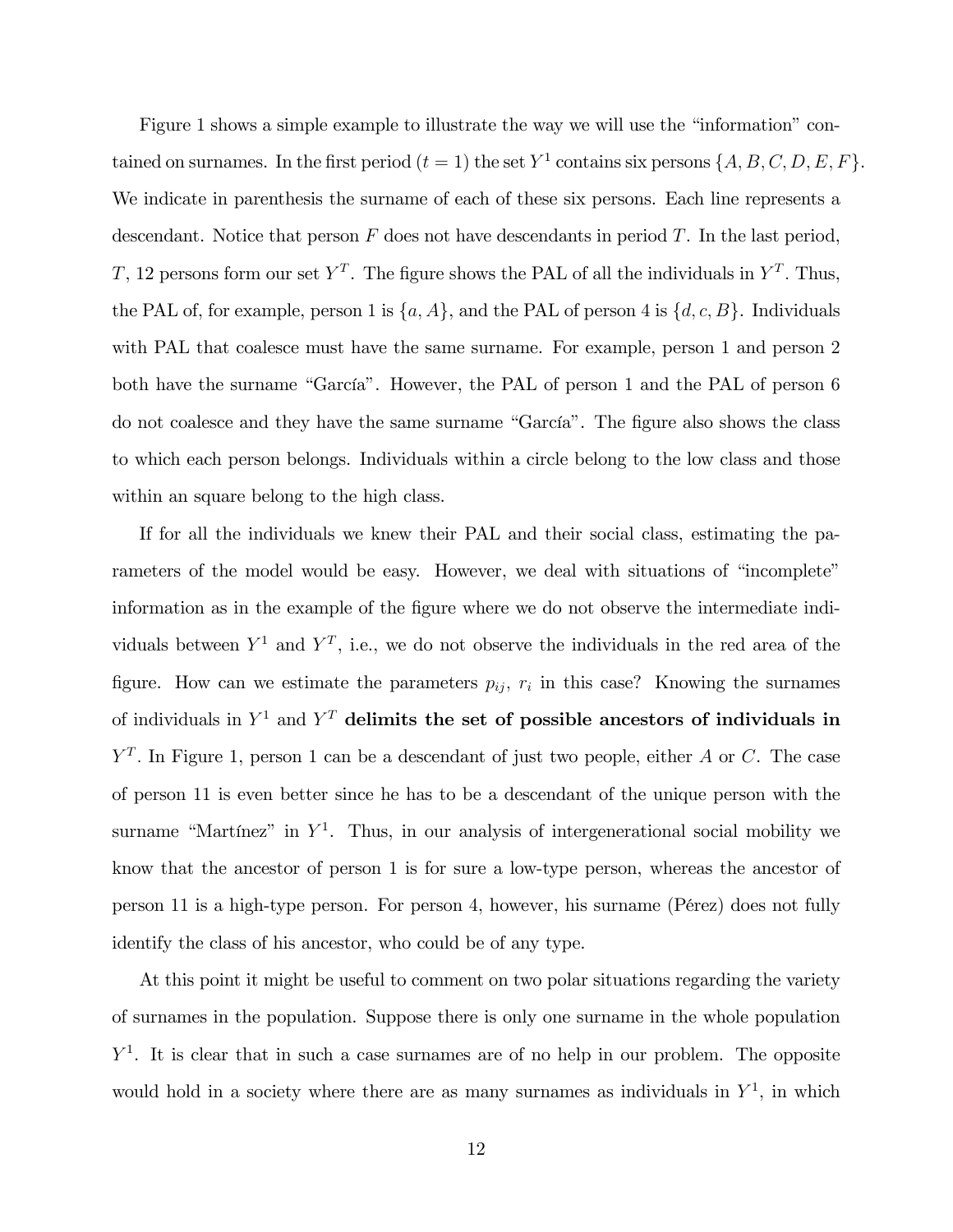Figure 1 shows a simple example to illustrate the way we will use the "information" contained on surnames. In the first period ($t = 1$) the set $Y^1$ contains six persons $\{A, B, C, D, E, F\}$. We indicate in parenthesis the surname of each of these six persons. Each line represents a descendant. Notice that person $F$ does not have descendants in period $T$. In the last period, $T$, 12 persons form our set $Y^T$. The figure shows the PAL of all the individuals in $Y^T$. Thus, the PAL of, for example, person 1 is $\{a, A\}$, and the PAL of person 4 is $\{d, c, B\}$. Individuals with PAL that coalesce must have the same surname. For example, person 1 and person 2 both have the surname "García". However, the PAL of person 1 and the PAL of person 6 do not coalesce and they have the same surname "García". The figure also shows the class to which each person belongs. Individuals within a circle belong to the low class and those within an square belong to the high class.

If for all the individuals we knew their PAL and their social class, estimating the parameters of the model would be easy. However, we deal with situations of "incomplete" information as in the example of the figure where we do not observe the intermediate individuals between $Y^1$ and $Y^T$, i.e., we do not observe the individuals in the red area of the figure. How can we estimate the parameters $p_{ij}$, $r_i$ in this case? Knowing the surnames of individuals in $Y^1$ and $Y^T$ **delimits the set of possible ancestors of individuals in** $Y^T$. In Figure 1, person 1 can be a descendant of just two people, either $A$ or $C$. The case of person 11 is even better since he has to be a descendant of the unique person with the surname "Martínez" in $Y^1$. Thus, in our analysis of intergenerational social mobility we know that the ancestor of person 1 is for sure a low-type person, whereas the ancestor of person 11 is a high-type person. For person 4, however, his surname (Pérez) does not fully identify the class of his ancestor, who could be of any type.

At this point it might be useful to comment on two polar situations regarding the variety of surnames in the population. Suppose there is only one surname in the whole population $Y^1$. It is clear that in such a case surnames are of no help in our problem. The opposite would hold in a society where there are as many surnames as individuals in $Y^1$, in which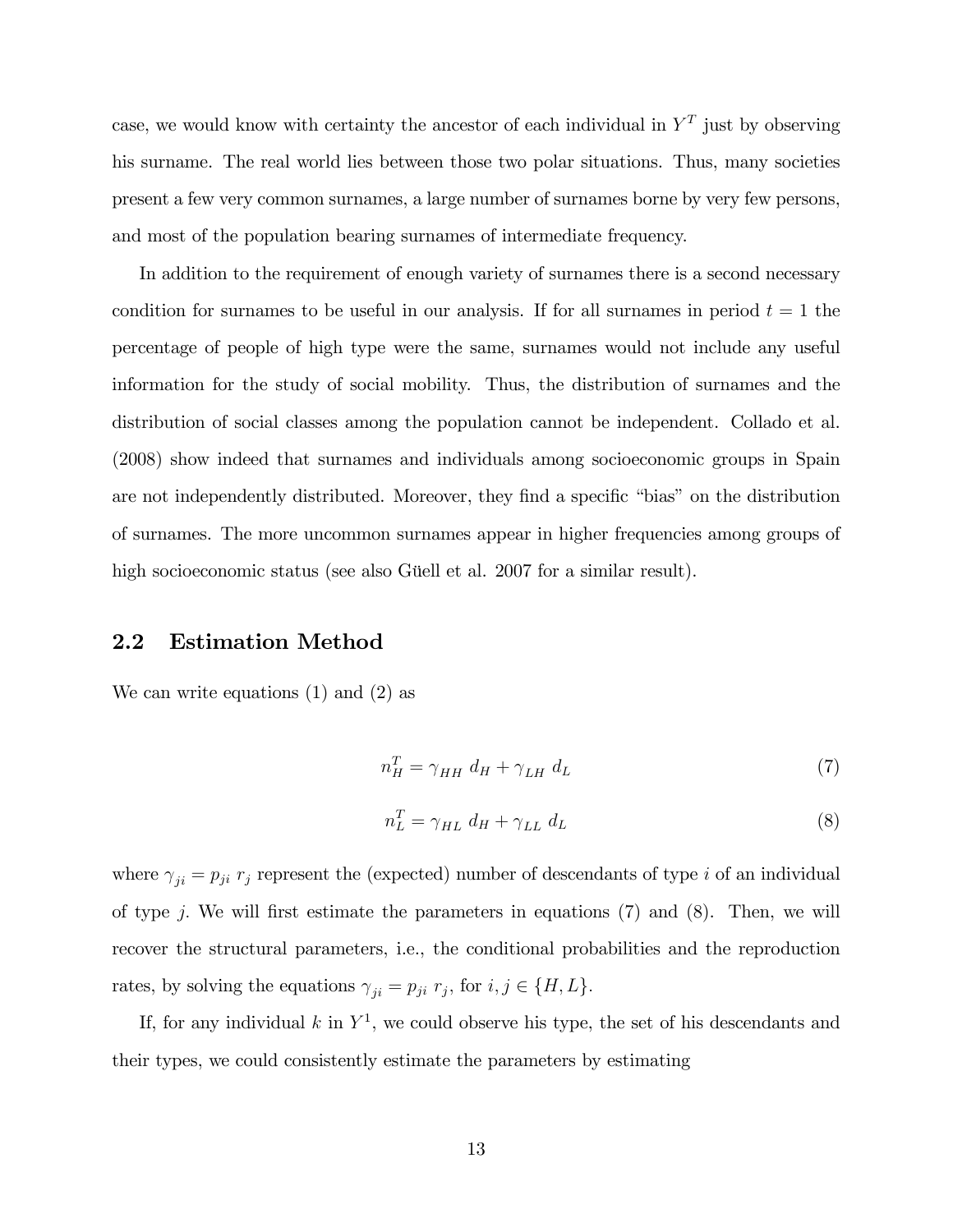case, we would know with certainty the ancestor of each individual in $Y^T$ just by observing his surname. The real world lies between those two polar situations. Thus, many societies present a few very common surnames, a large number of surnames borne by very few persons, and most of the population bearing surnames of intermediate frequency.

In addition to the requirement of enough variety of surnames there is a second necessary condition for surnames to be useful in our analysis. If for all surnames in period $t = 1$ the percentage of people of high type were the same, surnames would not include any useful information for the study of social mobility. Thus, the distribution of surnames and the distribution of social classes among the population cannot be independent. Collado et al. (2008) show indeed that surnames and individuals among socioeconomic groups in Spain are not independently distributed. Moreover, they find a specific "bias" on the distribution of surnames. The more uncommon surnames appear in higher frequencies among groups of high socioeconomic status (see also Güell et al. 2007 for a similar result).

## 2.2 Estimation Method

We can write equations (1) and (2) as

$$n_H^T = \gamma_{HH}\ d_H + \gamma_{LH}\ d_L \tag{7}$$

$$n_L^T = \gamma_{HL}\ d_H + \gamma_{LL}\ d_L \tag{8}$$

where $\gamma_{ji} = p_{ji}\ r_j$ represent the (expected) number of descendants of type $i$ of an individual of type $j$. We will first estimate the parameters in equations (7) and (8). Then, we will recover the structural parameters, i.e., the conditional probabilities and the reproduction rates, by solving the equations $\gamma_{ji} = p_{ji}\ r_j$, for $i, j \in \{H, L\}$.

If, for any individual $k$ in $Y^1$, we could observe his type, the set of his descendants and their types, we could consistently estimate the parameters by estimating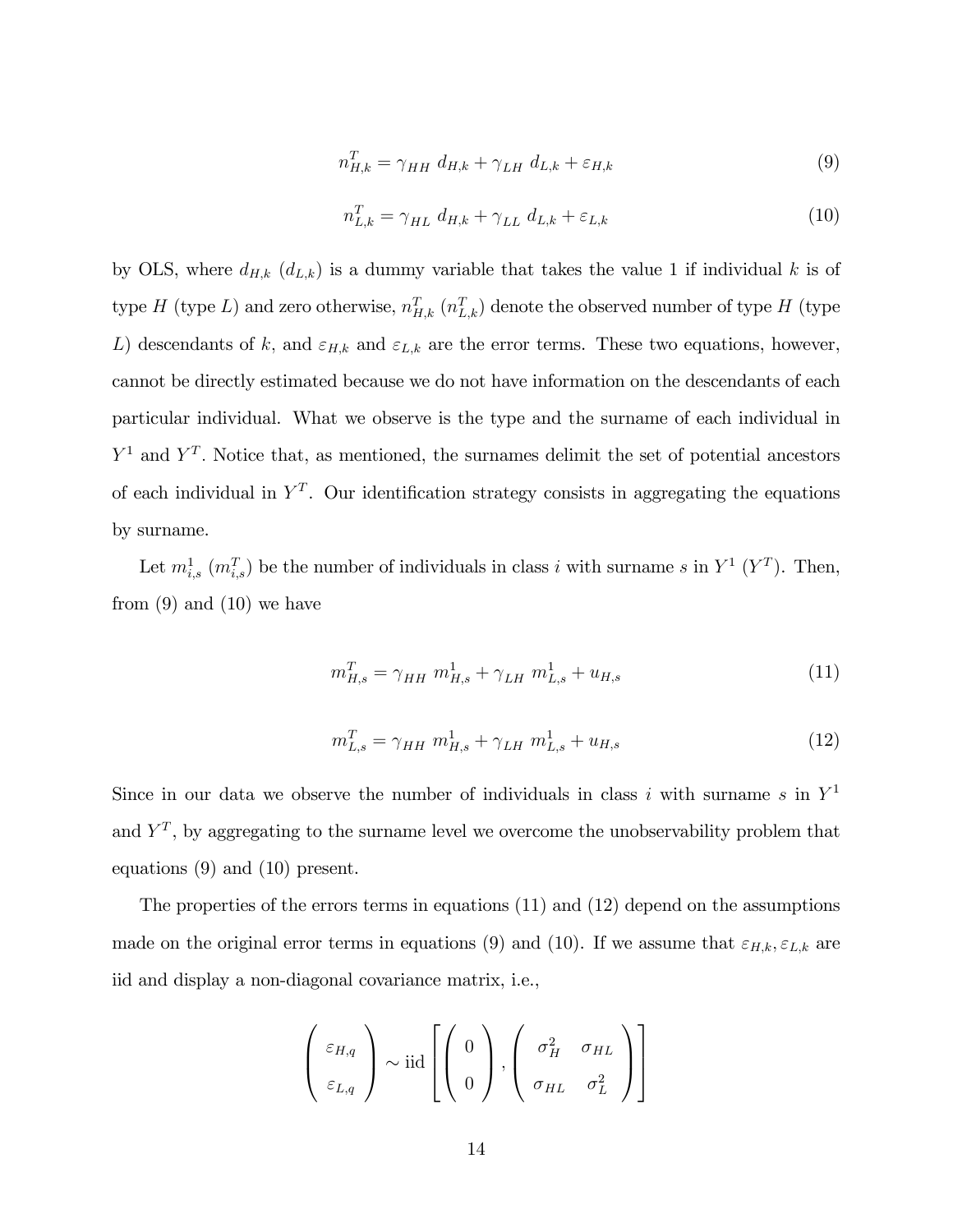$$n_{H,k}^T = \gamma_{HH}\ d_{H,k} + \gamma_{LH}\ d_{L,k} + \varepsilon_{H,k} \tag{9}$$

$$n_{L,k}^T = \gamma_{HL}\ d_{H,k} + \gamma_{LL}\ d_{L,k} + \varepsilon_{L,k} \tag{10}$$

by OLS, where $d_{H,k}$ ($d_{L,k}$) is a dummy variable that takes the value 1 if individual $k$ is of type $H$ (type $L$) and zero otherwise, $n_{H,k}^T$ ($n_{L,k}^T$) denote the observed number of type $H$ (type $L$) descendants of $k$, and $\varepsilon_{H,k}$ and $\varepsilon_{L,k}$ are the error terms. These two equations, however, cannot be directly estimated because we do not have information on the descendants of each particular individual. What we observe is the type and the surname of each individual in $Y^1$ and $Y^T$. Notice that, as mentioned, the surnames delimit the set of potential ancestors of each individual in $Y^T$. Our identification strategy consists in aggregating the equations by surname.

Let $m_{i,s}^1$ ($m_{i,s}^T$) be the number of individuals in class $i$ with surname $s$ in $Y^1$ ($Y^T$). Then, from (9) and (10) we have

$$m_{H,s}^T = \gamma_{HH}\ m_{H,s}^1 + \gamma_{LH}\ m_{L,s}^1 + u_{H,s} \tag{11}$$

$$m_{L,s}^T = \gamma_{HH}\ m_{H,s}^1 + \gamma_{LH}\ m_{L,s}^1 + u_{H,s} \tag{12}$$

Since in our data we observe the number of individuals in class $i$ with surname $s$ in $Y^1$ and $Y^T$, by aggregating to the surname level we overcome the unobservability problem that equations (9) and (10) present.

The properties of the errors terms in equations (11) and (12) depend on the assumptions made on the original error terms in equations (9) and (10). If we assume that $\varepsilon_{H,k}, \varepsilon_{L,k}$ are iid and display a non-diagonal covariance matrix, i.e.,

$$\begin{pmatrix} \varepsilon_{H,q} \\ \varepsilon_{L,q} \end{pmatrix} \sim \text{iid} \left[ \begin{pmatrix} 0 \\ 0 \end{pmatrix}, \begin{pmatrix} \sigma_H^2 & \sigma_{HL} \\ \sigma_{HL} & \sigma_L^2 \end{pmatrix} \right]$$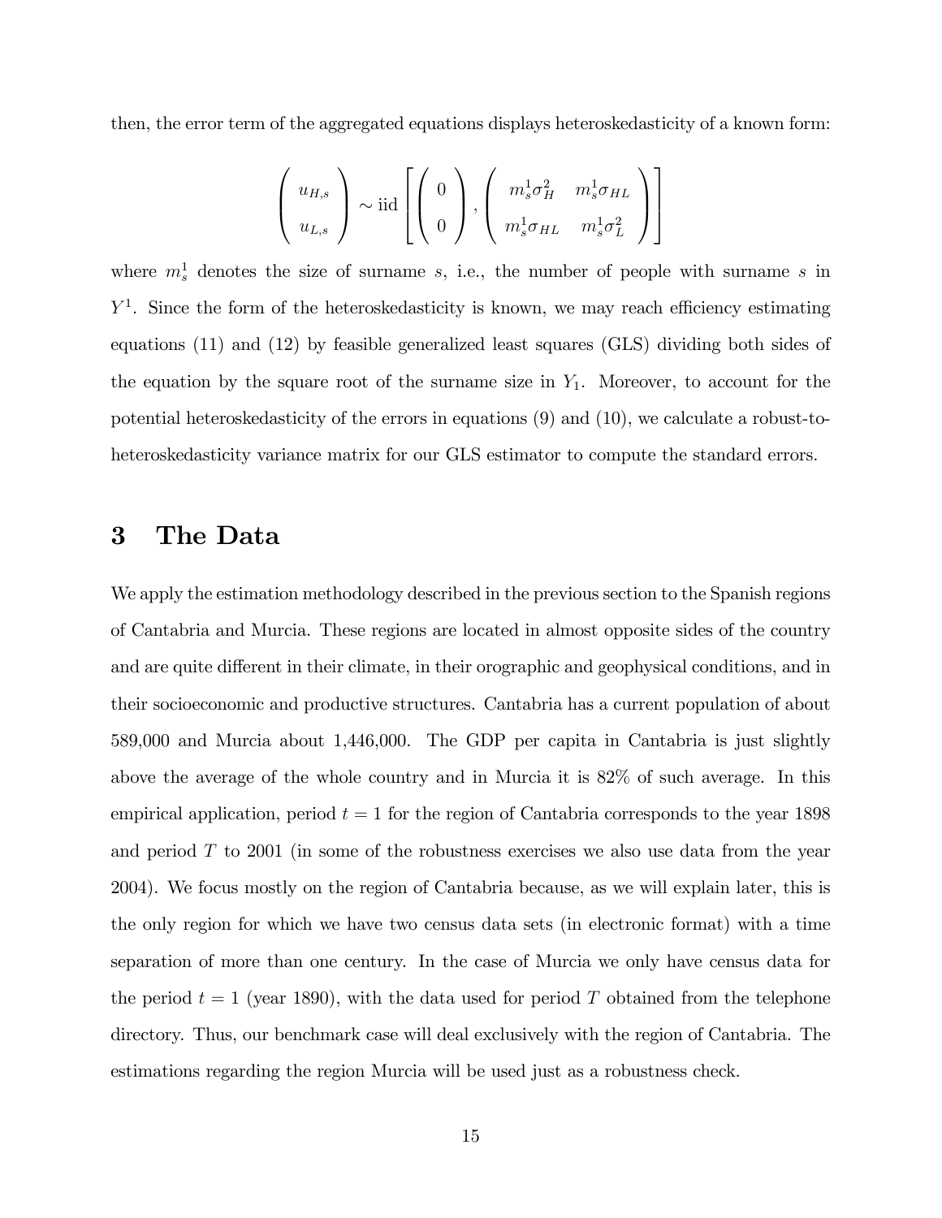then, the error term of the aggregated equations displays heteroskedasticity of a known form:

$$
\begin{pmatrix} u_{H,s} \\ u_{L,s} \end{pmatrix} \sim \text{iid} \left[ \begin{pmatrix} 0 \\ 0 \end{pmatrix}, \begin{pmatrix} m_s^1 \sigma_H^2 & m_s^1 \sigma_{HL} \\ m_s^1 \sigma_{HL} & m_s^1 \sigma_L^2 \end{pmatrix} \right]
$$

where $m_s^1$ denotes the size of surname $s$, i.e., the number of people with surname $s$ in $Y^1$. Since the form of the heteroskedasticity is known, we may reach efficiency estimating equations (11) and (12) by feasible generalized least squares (GLS) dividing both sides of the equation by the square root of the surname size in $Y_1$. Moreover, to account for the potential heteroskedasticity of the errors in equations (9) and (10), we calculate a robust-to-heteroskedasticity variance matrix for our GLS estimator to compute the standard errors.

# 3 The Data

We apply the estimation methodology described in the previous section to the Spanish regions of Cantabria and Murcia. These regions are located in almost opposite sides of the country and are quite different in their climate, in their orographic and geophysical conditions, and in their socioeconomic and productive structures. Cantabria has a current population of about 589,000 and Murcia about 1,446,000. The GDP per capita in Cantabria is just slightly above the average of the whole country and in Murcia it is 82% of such average. In this empirical application, period $t = 1$ for the region of Cantabria corresponds to the year 1898 and period $T$ to 2001 (in some of the robustness exercises we also use data from the year 2004). We focus mostly on the region of Cantabria because, as we will explain later, this is the only region for which we have two census data sets (in electronic format) with a time separation of more than one century. In the case of Murcia we only have census data for the period $t = 1$ (year 1890), with the data used for period $T$ obtained from the telephone directory. Thus, our benchmark case will deal exclusively with the region of Cantabria. The estimations regarding the region Murcia will be used just as a robustness check.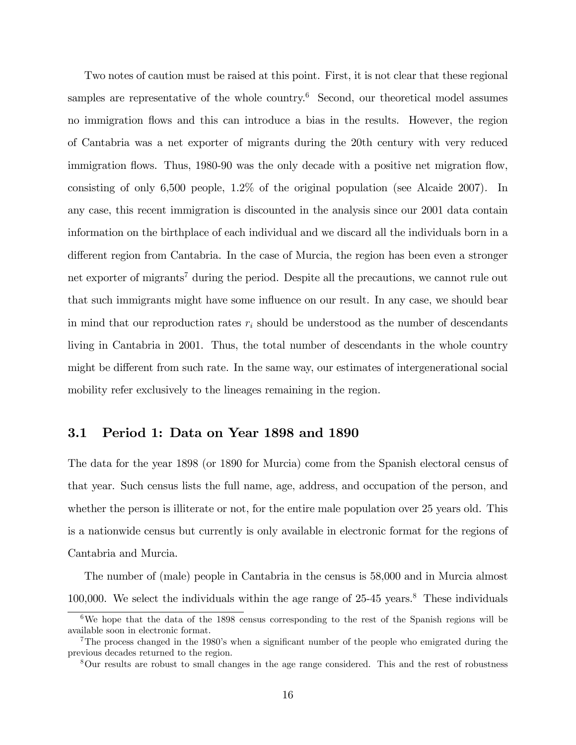Two notes of caution must be raised at this point. First, it is not clear that these regional samples are representative of the whole country.[6] Second, our theoretical model assumes no immigration flows and this can introduce a bias in the results. However, the region of Cantabria was a net exporter of migrants during the 20th century with very reduced immigration flows. Thus, 1980-90 was the only decade with a positive net migration flow, consisting of only 6,500 people, 1.2% of the original population (see Alcaide 2007). In any case, this recent immigration is discounted in the analysis since our 2001 data contain information on the birthplace of each individual and we discard all the individuals born in a different region from Cantabria. In the case of Murcia, the region has been even a stronger net exporter of migrants[7] during the period. Despite all the precautions, we cannot rule out that such immigrants might have some influence on our result. In any case, we should bear in mind that our reproduction rates $r_i$ should be understood as the number of descendants living in Cantabria in 2001. Thus, the total number of descendants in the whole country might be different from such rate. In the same way, our estimates of intergenerational social mobility refer exclusively to the lineages remaining in the region.

## 3.1 Period 1: Data on Year 1898 and 1890

The data for the year 1898 (or 1890 for Murcia) come from the Spanish electoral census of that year. Such census lists the full name, age, address, and occupation of the person, and whether the person is illiterate or not, for the entire male population over 25 years old. This is a nationwide census but currently is only available in electronic format for the regions of Cantabria and Murcia.

The number of (male) people in Cantabria in the census is 58,000 and in Murcia almost 100,000. We select the individuals within the age range of 25-45 years.[8] These individuals

---

[6] We hope that the data of the 1898 census corresponding to the rest of the Spanish regions will be available soon in electronic format.

[7] The process changed in the 1980's when a significant number of the people who emigrated during the previous decades returned to the region.

[8] Our results are robust to small changes in the age range considered. This and the rest of robustness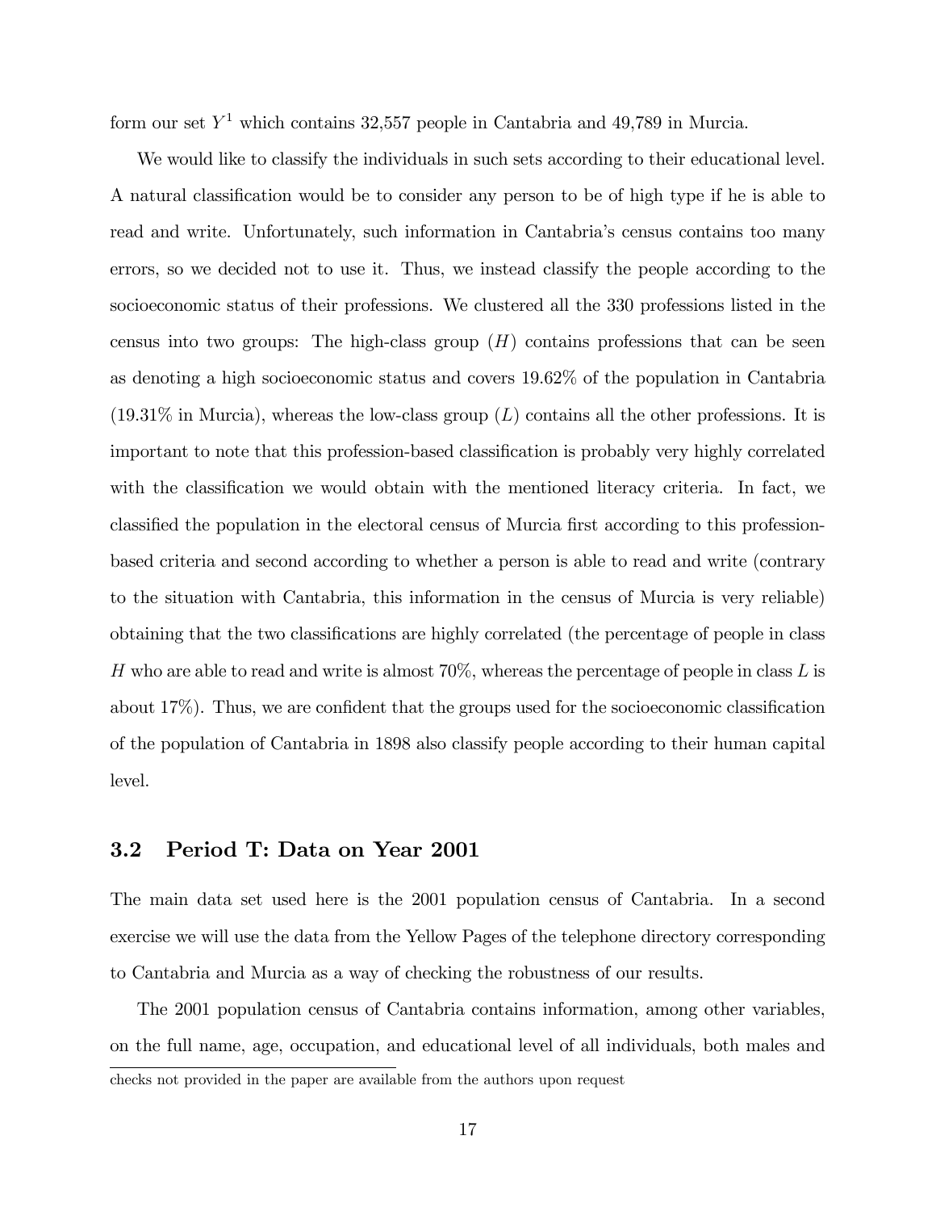form our set $Y^1$ which contains 32,557 people in Cantabria and 49,789 in Murcia.

We would like to classify the individuals in such sets according to their educational level. A natural classification would be to consider any person to be of high type if he is able to read and write. Unfortunately, such information in Cantabria's census contains too many errors, so we decided not to use it. Thus, we instead classify the people according to the socioeconomic status of their professions. We clustered all the 330 professions listed in the census into two groups: The high-class group ($H$) contains professions that can be seen as denoting a high socioeconomic status and covers 19.62% of the population in Cantabria (19.31% in Murcia), whereas the low-class group ($L$) contains all the other professions. It is important to note that this profession-based classification is probably very highly correlated with the classification we would obtain with the mentioned literacy criteria. In fact, we classified the population in the electoral census of Murcia first according to this profession-based criteria and second according to whether a person is able to read and write (contrary to the situation with Cantabria, this information in the census of Murcia is very reliable) obtaining that the two classifications are highly correlated (the percentage of people in class $H$ who are able to read and write is almost 70%, whereas the percentage of people in class $L$ is about 17%). Thus, we are confident that the groups used for the socioeconomic classification of the population of Cantabria in 1898 also classify people according to their human capital level.

### 3.2 Period T: Data on Year 2001

The main data set used here is the 2001 population census of Cantabria. In a second exercise we will use the data from the Yellow Pages of the telephone directory corresponding to Cantabria and Murcia as a way of checking the robustness of our results.

The 2001 population census of Cantabria contains information, among other variables, on the full name, age, occupation, and educational level of all individuals, both males and

checks not provided in the paper are available from the authors upon request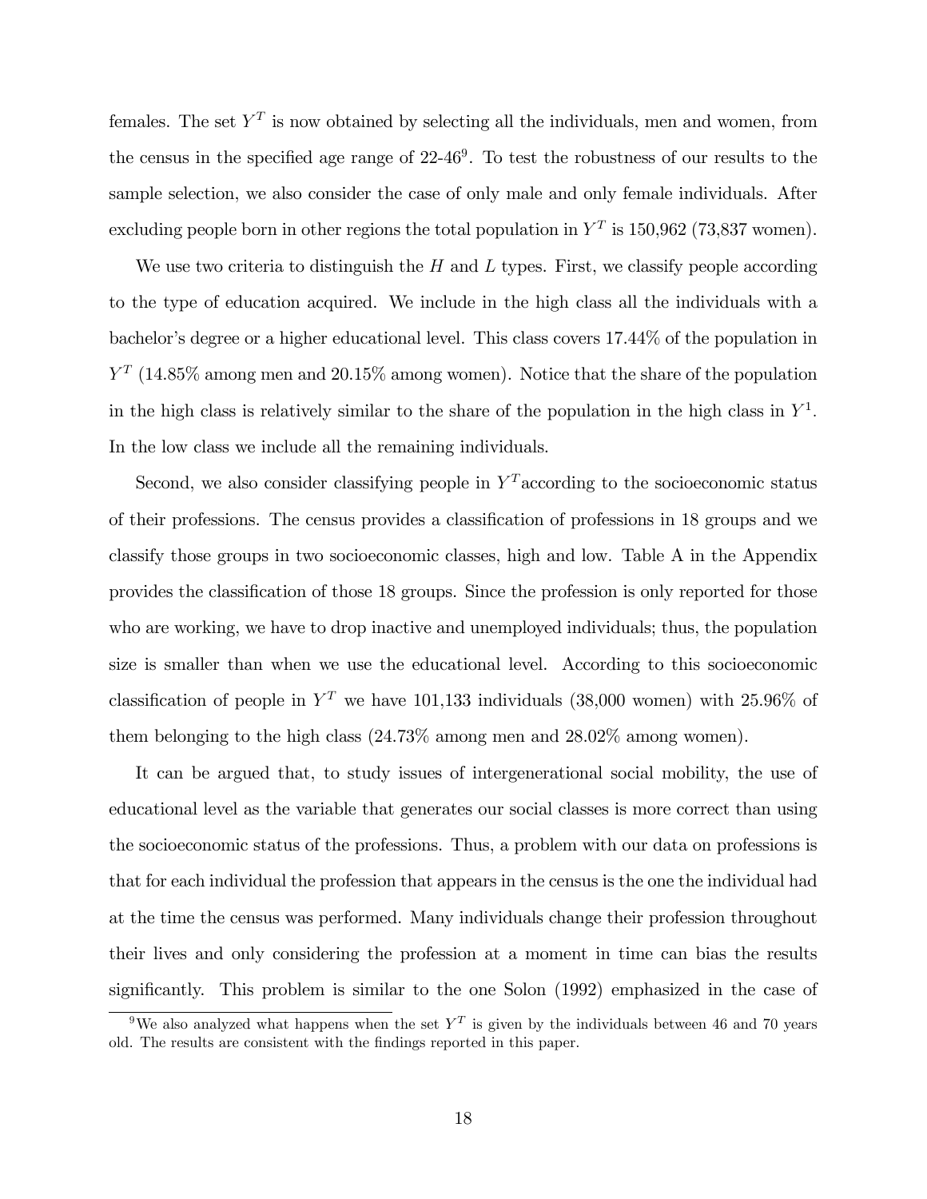females. The set $Y^T$ is now obtained by selecting all the individuals, men and women, from the census in the specified age range of 22-46[9]. To test the robustness of our results to the sample selection, we also consider the case of only male and only female individuals. After excluding people born in other regions the total population in $Y^T$ is 150,962 (73,837 women).

We use two criteria to distinguish the $H$ and $L$ types. First, we classify people according to the type of education acquired. We include in the high class all the individuals with a bachelor's degree or a higher educational level. This class covers 17.44% of the population in $Y^T$ (14.85% among men and 20.15% among women). Notice that the share of the population in the high class is relatively similar to the share of the population in the high class in $Y^1$. In the low class we include all the remaining individuals.

Second, we also consider classifying people in $Y^T$ according to the socioeconomic status of their professions. The census provides a classification of professions in 18 groups and we classify those groups in two socioeconomic classes, high and low. Table A in the Appendix provides the classification of those 18 groups. Since the profession is only reported for those who are working, we have to drop inactive and unemployed individuals; thus, the population size is smaller than when we use the educational level. According to this socioeconomic classification of people in $Y^T$ we have 101,133 individuals (38,000 women) with 25.96% of them belonging to the high class (24.73% among men and 28.02% among women).

It can be argued that, to study issues of intergenerational social mobility, the use of educational level as the variable that generates our social classes is more correct than using the socioeconomic status of the professions. Thus, a problem with our data on professions is that for each individual the profession that appears in the census is the one the individual had at the time the census was performed. Many individuals change their profession throughout their lives and only considering the profession at a moment in time can bias the results significantly. This problem is similar to the one Solon (1992) emphasized in the case of

[9] We also analyzed what happens when the set $Y^T$ is given by the individuals between 46 and 70 years old. The results are consistent with the findings reported in this paper.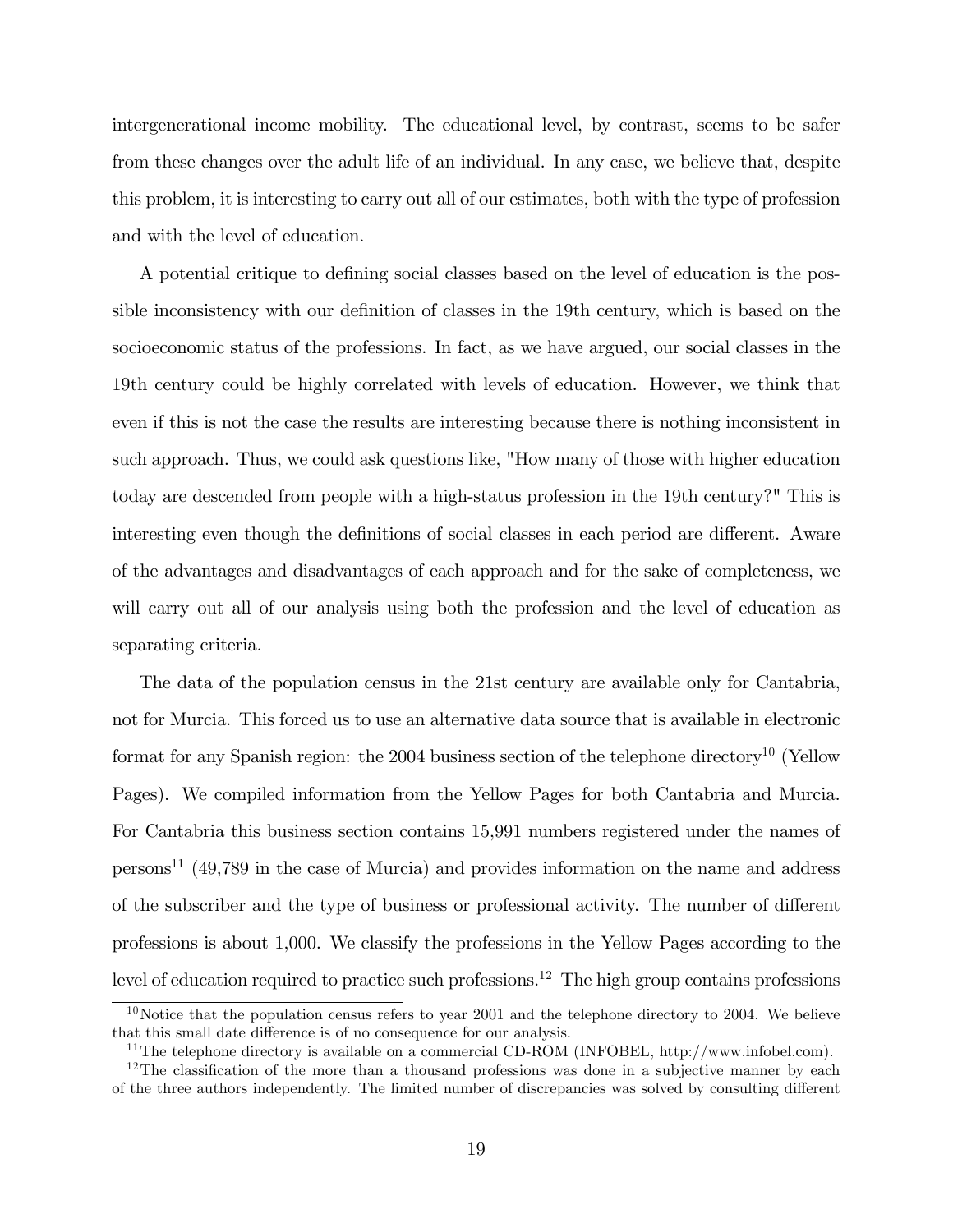intergenerational income mobility. The educational level, by contrast, seems to be safer from these changes over the adult life of an individual. In any case, we believe that, despite this problem, it is interesting to carry out all of our estimates, both with the type of profession and with the level of education.

A potential critique to defining social classes based on the level of education is the possible inconsistency with our definition of classes in the 19th century, which is based on the socioeconomic status of the professions. In fact, as we have argued, our social classes in the 19th century could be highly correlated with levels of education. However, we think that even if this is not the case the results are interesting because there is nothing inconsistent in such approach. Thus, we could ask questions like, "How many of those with higher education today are descended from people with a high-status profession in the 19th century?" This is interesting even though the definitions of social classes in each period are different. Aware of the advantages and disadvantages of each approach and for the sake of completeness, we will carry out all of our analysis using both the profession and the level of education as separating criteria.

The data of the population census in the 21st century are available only for Cantabria, not for Murcia. This forced us to use an alternative data source that is available in electronic format for any Spanish region: the 2004 business section of the telephone directory[10] (Yellow Pages). We compiled information from the Yellow Pages for both Cantabria and Murcia. For Cantabria this business section contains 15,991 numbers registered under the names of persons[11] (49,789 in the case of Murcia) and provides information on the name and address of the subscriber and the type of business or professional activity. The number of different professions is about 1,000. We classify the professions in the Yellow Pages according to the level of education required to practice such professions.[12] The high group contains professions

[10] Notice that the population census refers to year 2001 and the telephone directory to 2004. We believe that this small date difference is of no consequence for our analysis.

[11] The telephone directory is available on a commercial CD-ROM (INFOBEL, http://www.infobel.com).

[12] The classification of the more than a thousand professions was done in a subjective manner by each of the three authors independently. The limited number of discrepancies was solved by consulting different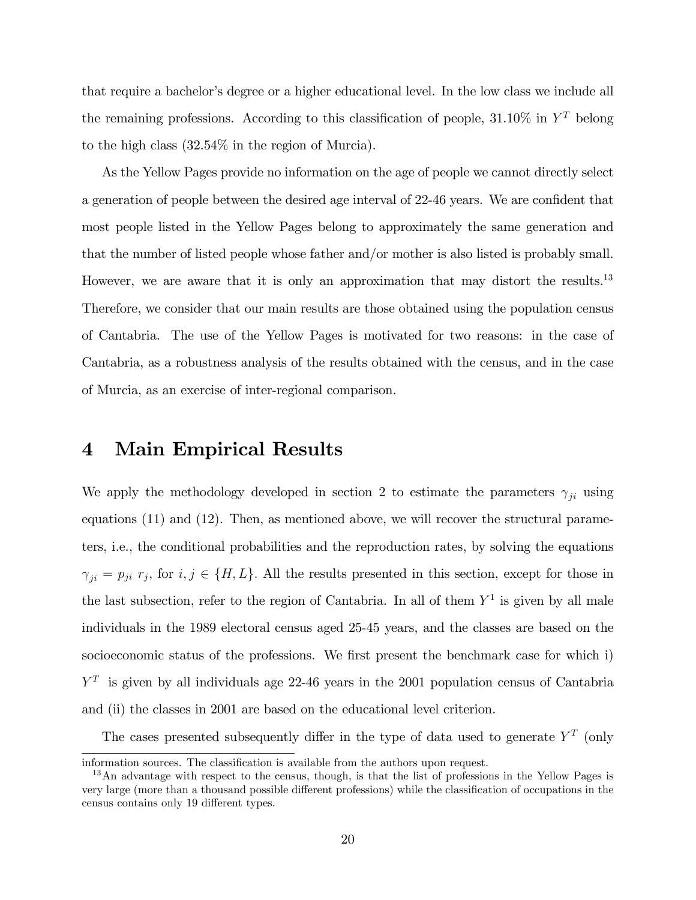that require a bachelor's degree or a higher educational level. In the low class we include all the remaining professions. According to this classification of people, 31.10% in $Y^T$ belong to the high class (32.54% in the region of Murcia).

As the Yellow Pages provide no information on the age of people we cannot directly select a generation of people between the desired age interval of 22-46 years. We are confident that most people listed in the Yellow Pages belong to approximately the same generation and that the number of listed people whose father and/or mother is also listed is probably small. However, we are aware that it is only an approximation that may distort the results.[13] Therefore, we consider that our main results are those obtained using the population census of Cantabria. The use of the Yellow Pages is motivated for two reasons: in the case of Cantabria, as a robustness analysis of the results obtained with the census, and in the case of Murcia, as an exercise of inter-regional comparison.

# 4 Main Empirical Results

We apply the methodology developed in section 2 to estimate the parameters $\gamma_{ji}$ using equations (11) and (12). Then, as mentioned above, we will recover the structural parameters, i.e., the conditional probabilities and the reproduction rates, by solving the equations $\gamma_{ji} = p_{ji}\ r_j$, for $i, j \in \{H, L\}$. All the results presented in this section, except for those in the last subsection, refer to the region of Cantabria. In all of them $Y^1$ is given by all male individuals in the 1989 electoral census aged 25-45 years, and the classes are based on the socioeconomic status of the professions. We first present the benchmark case for which i) $Y^T$ is given by all individuals age 22-46 years in the 2001 population census of Cantabria and (ii) the classes in 2001 are based on the educational level criterion.

The cases presented subsequently differ in the type of data used to generate $Y^T$ (only

information sources. The classification is available from the authors upon request.

[13] An advantage with respect to the census, though, is that the list of professions in the Yellow Pages is very large (more than a thousand possible different professions) while the classification of occupations in the census contains only 19 different types.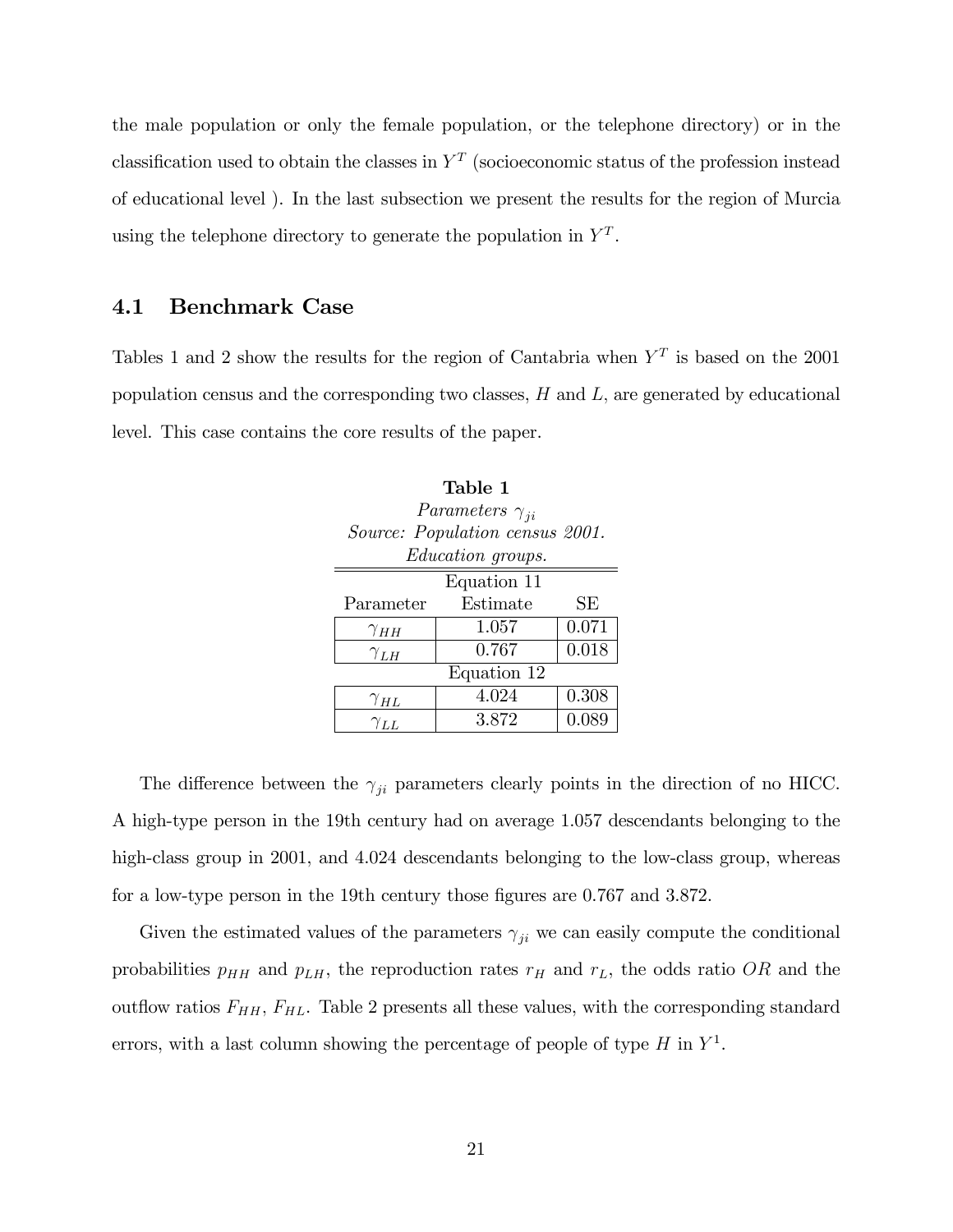the male population or only the female population, or the telephone directory) or in the classification used to obtain the classes in $Y^T$ (socioeconomic status of the profession instead of educational level ). In the last subsection we present the results for the region of Murcia using the telephone directory to generate the population in $Y^T$.

## 4.1 Benchmark Case

Tables 1 and 2 show the results for the region of Cantabria when $Y^T$ is based on the 2001 population census and the corresponding two classes, $H$ and $L$, are generated by educational level. This case contains the core results of the paper.

**Table 1**

*Parameters $\gamma_{ji}$*

*Source: Population census 2001.*

*Education groups.*

| Parameter | Estimate | SE |
|---|---|---|
| Equation 11 | | |
| $\gamma_{HH}$ | 1.057 | 0.071 |
| $\gamma_{LH}$ | 0.767 | 0.018 |
| Equation 12 | | |
| $\gamma_{HL}$ | 4.024 | 0.308 |
| $\gamma_{LL}$ | 3.872 | 0.089 |

The difference between the $\gamma_{ji}$ parameters clearly points in the direction of no HICC. A high-type person in the 19th century had on average 1.057 descendants belonging to the high-class group in 2001, and 4.024 descendants belonging to the low-class group, whereas for a low-type person in the 19th century those figures are 0.767 and 3.872.

Given the estimated values of the parameters $\gamma_{ji}$ we can easily compute the conditional probabilities $p_{HH}$ and $p_{LH}$, the reproduction rates $r_H$ and $r_L$, the odds ratio $OR$ and the outflow ratios $F_{HH}$, $F_{HL}$. Table 2 presents all these values, with the corresponding standard errors, with a last column showing the percentage of people of type $H$ in $Y^1$.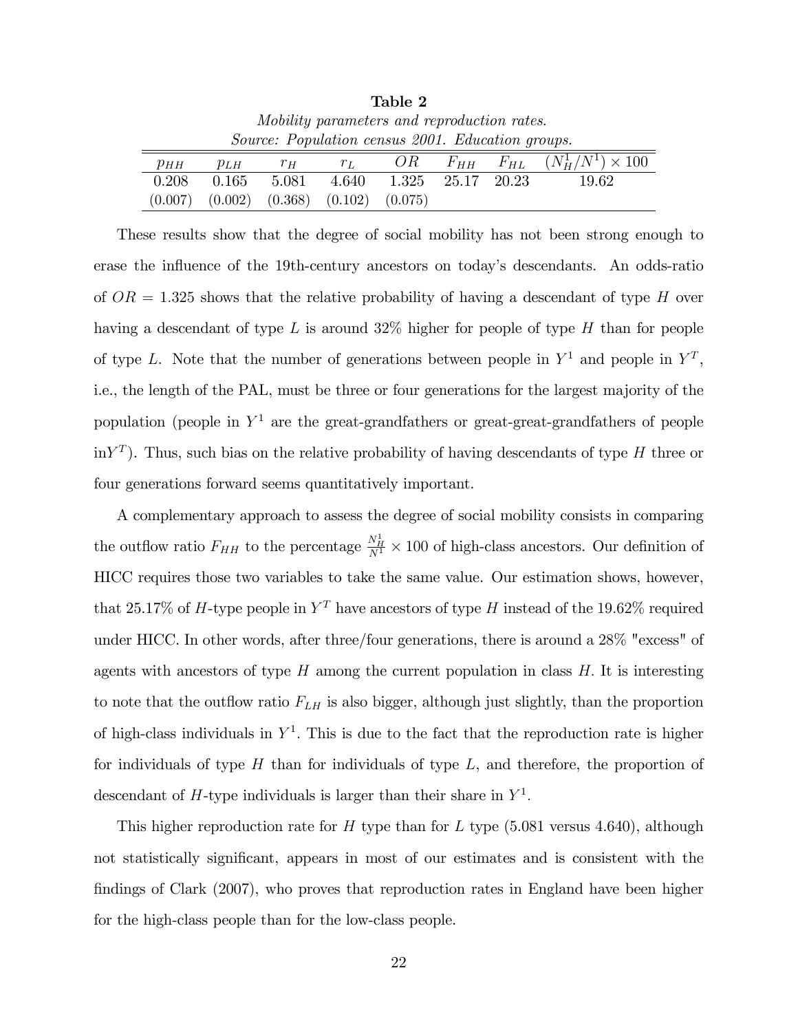**Table 2**

*Mobility parameters and reproduction rates.*

*Source: Population census 2001. Education groups.*

| $p_{HH}$ | $p_{LH}$ | $r_H$ | $r_L$ | $OR$ | $F_{HH}$ | $F_{HL}$ | $(N_H^1/N^1) \times 100$ |
|---|---|---|---|---|---|---|---|
| 0.208 | 0.165 | 5.081 | 4.640 | 1.325 | 25.17 | 20.23 | 19.62 |
| (0.007) | (0.002) | (0.368) | (0.102) | (0.075) | | | |

These results show that the degree of social mobility has not been strong enough to erase the influence of the 19th-century ancestors on today's descendants. An odds-ratio of $OR = 1.325$ shows that the relative probability of having a descendant of type $H$ over having a descendant of type $L$ is around 32% higher for people of type $H$ than for people of type $L$. Note that the number of generations between people in $Y^1$ and people in $Y^T$, i.e., the length of the PAL, must be three or four generations for the largest majority of the population (people in $Y^1$ are the great-grandfathers or great-great-grandfathers of people in$Y^T$). Thus, such bias on the relative probability of having descendants of type $H$ three or four generations forward seems quantitatively important.

A complementary approach to assess the degree of social mobility consists in comparing the outflow ratio $F_{HH}$ to the percentage $\frac{N_H^1}{N^1} \times 100$ of high-class ancestors. Our definition of HICC requires those two variables to take the same value. Our estimation shows, however, that 25.17% of $H$-type people in $Y^T$ have ancestors of type $H$ instead of the 19.62% required under HICC. In other words, after three/four generations, there is around a 28% "excess" of agents with ancestors of type $H$ among the current population in class $H$. It is interesting to note that the outflow ratio $F_{LH}$ is also bigger, although just slightly, than the proportion of high-class individuals in $Y^1$. This is due to the fact that the reproduction rate is higher for individuals of type $H$ than for individuals of type $L$, and therefore, the proportion of descendant of $H$-type individuals is larger than their share in $Y^1$.

This higher reproduction rate for $H$ type than for $L$ type (5.081 versus 4.640), although not statistically significant, appears in most of our estimates and is consistent with the findings of Clark (2007), who proves that reproduction rates in England have been higher for the high-class people than for the low-class people.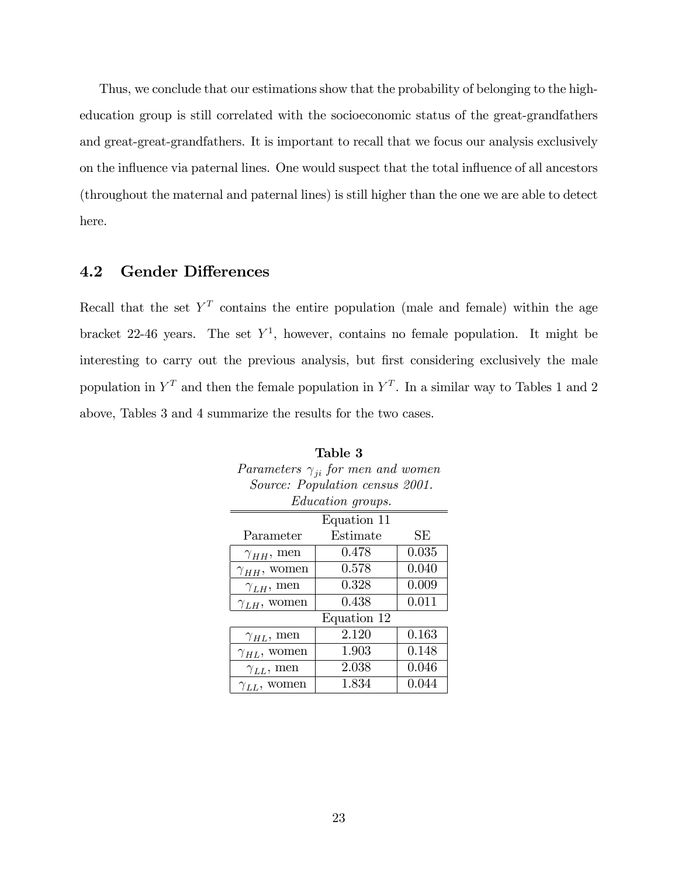Thus, we conclude that our estimations show that the probability of belonging to the high-education group is still correlated with the socioeconomic status of the great-grandfathers and great-great-grandfathers. It is important to recall that we focus our analysis exclusively on the influence via paternal lines. One would suspect that the total influence of all ancestors (throughout the maternal and paternal lines) is still higher than the one we are able to detect here.

## 4.2 Gender Differences

Recall that the set $Y^T$ contains the entire population (male and female) within the age bracket 22-46 years. The set $Y^1$, however, contains no female population. It might be interesting to carry out the previous analysis, but first considering exclusively the male population in $Y^T$ and then the female population in $Y^T$. In a similar way to Tables 1 and 2 above, Tables 3 and 4 summarize the results for the two cases.

**Table 3**
*Parameters $\gamma_{ji}$ for men and women*
*Source: Population census 2001.*
*Education groups.*

| Parameter | Estimate | SE |
|---|---|---|
| Equation 11 | | |
| $\gamma_{HH}$, men | 0.478 | 0.035 |
| $\gamma_{HH}$, women | 0.578 | 0.040 |
| $\gamma_{LH}$, men | 0.328 | 0.009 |
| $\gamma_{LH}$, women | 0.438 | 0.011 |
| Equation 12 | | |
| $\gamma_{HL}$, men | 2.120 | 0.163 |
| $\gamma_{HL}$, women | 1.903 | 0.148 |
| $\gamma_{LL}$, men | 2.038 | 0.046 |
| $\gamma_{LL}$, women | 1.834 | 0.044 |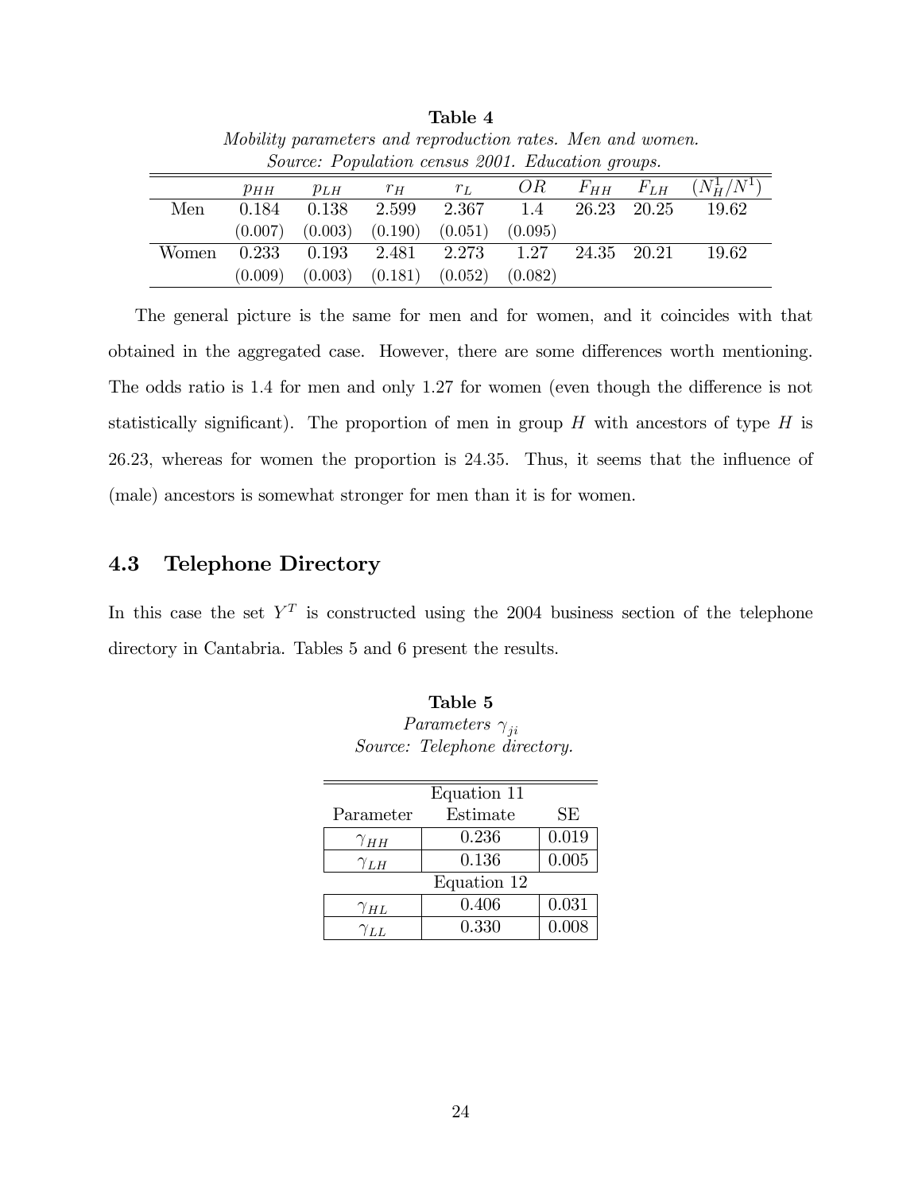**Table 4**

*Mobility parameters and reproduction rates. Men and women.*

*Source: Population census 2001. Education groups.*

| | $p_{HH}$ | $p_{LH}$ | $r_H$ | $r_L$ | $OR$ | $F_{HH}$ | $F_{LH}$ | $(N_H^1/N^1)$ |
|---|---|---|---|---|---|---|---|---|
| Men | 0.184 | 0.138 | 2.599 | 2.367 | 1.4 | 26.23 | 20.25 | 19.62 |
| | (0.007) | (0.003) | (0.190) | (0.051) | (0.095) | | | |
| Women | 0.233 | 0.193 | 2.481 | 2.273 | 1.27 | 24.35 | 20.21 | 19.62 |
| | (0.009) | (0.003) | (0.181) | (0.052) | (0.082) | | | |

The general picture is the same for men and for women, and it coincides with that obtained in the aggregated case. However, there are some differences worth mentioning. The odds ratio is 1.4 for men and only 1.27 for women (even though the difference is not statistically significant). The proportion of men in group $H$ with ancestors of type $H$ is 26.23, whereas for women the proportion is 24.35. Thus, it seems that the influence of (male) ancestors is somewhat stronger for men than it is for women.

## 4.3 Telephone Directory

In this case the set $Y^T$ is constructed using the 2004 business section of the telephone directory in Cantabria. Tables 5 and 6 present the results.

**Table 5**

*Parameters $\gamma_{ji}$*

*Source: Telephone directory.*

| Equation 11 | | |
|---|---|---|
| Parameter | Estimate | SE |
| $\gamma_{HH}$ | 0.236 | 0.019 |
| $\gamma_{LH}$ | 0.136 | 0.005 |
| Equation 12 | | |
| $\gamma_{HL}$ | 0.406 | 0.031 |
| $\gamma_{LL}$ | 0.330 | 0.008 |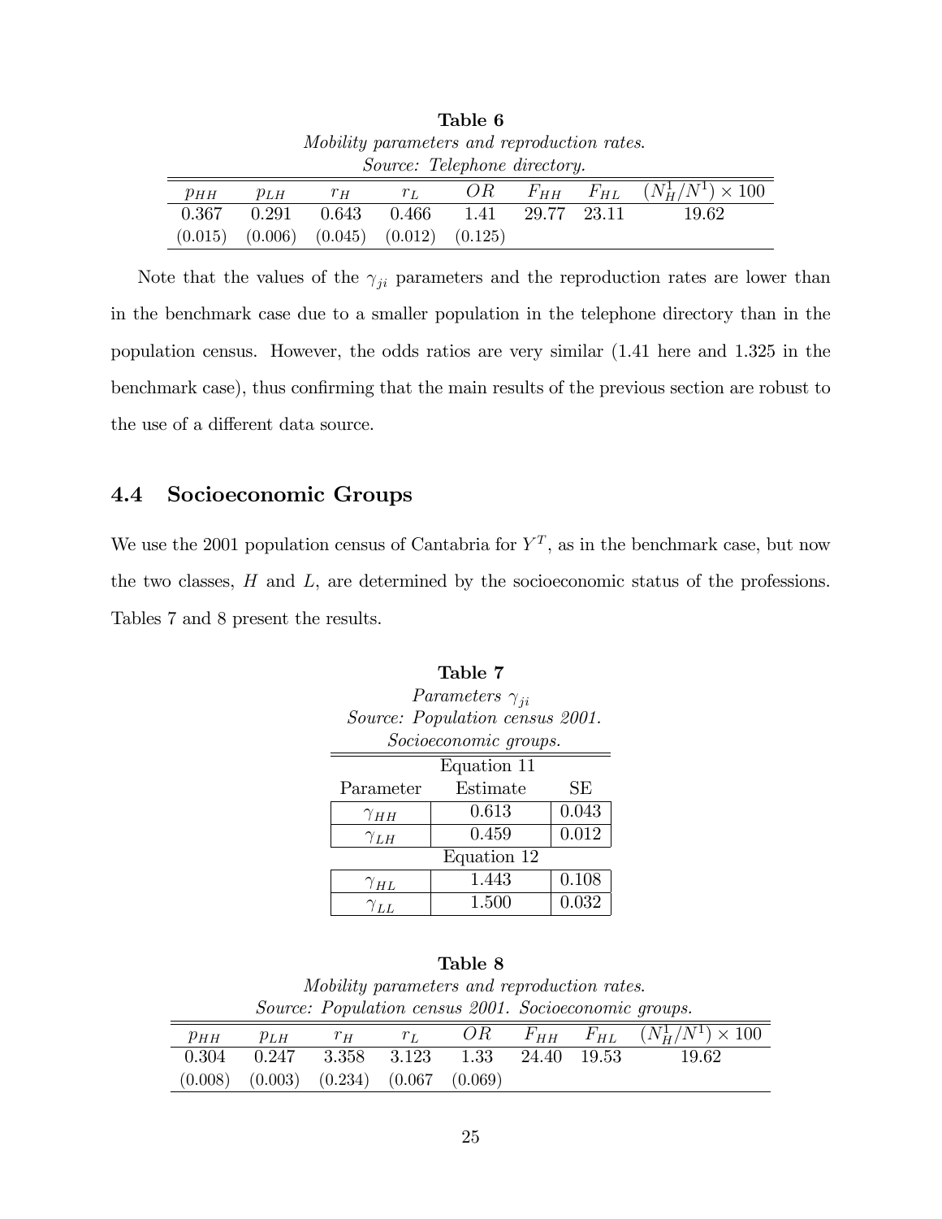**Table 6**

*Mobility parameters and reproduction rates.*

*Source: Telephone directory.*

| $p_{HH}$ | $p_{LH}$ | $r_H$ | $r_L$ | $OR$ | $F_{HH}$ | $F_{HL}$ | $(N_H^1/N^1) \times 100$ |
|---|---|---|---|---|---|---|---|
| 0.367 | 0.291 | 0.643 | 0.466 | 1.41 | 29.77 | 23.11 | 19.62 |
| (0.015) | (0.006) | (0.045) | (0.012) | (0.125) | | | |

Note that the values of the $\gamma_{ji}$ parameters and the reproduction rates are lower than in the benchmark case due to a smaller population in the telephone directory than in the population census. However, the odds ratios are very similar (1.41 here and 1.325 in the benchmark case), thus confirming that the main results of the previous section are robust to the use of a different data source.

## 4.4 Socioeconomic Groups

We use the 2001 population census of Cantabria for $Y^T$, as in the benchmark case, but now the two classes, $H$ and $L$, are determined by the socioeconomic status of the professions. Tables 7 and 8 present the results.

**Table 7**

*Parameters $\gamma_{ji}$*

*Source: Population census 2001.*

*Socioeconomic groups.*

| Parameter | Estimate | SE |
|---|---|---|
| Equation 11 | | |
| $\gamma_{HH}$ | 0.613 | 0.043 |
| $\gamma_{LH}$ | 0.459 | 0.012 |
| Equation 12 | | |
| $\gamma_{HL}$ | 1.443 | 0.108 |
| $\gamma_{LL}$ | 1.500 | 0.032 |

**Table 8**

*Mobility parameters and reproduction rates.*

*Source: Population census 2001. Socioeconomic groups.*

| $p_{HH}$ | $p_{LH}$ | $r_H$ | $r_L$ | $OR$ | $F_{HH}$ | $F_{HL}$ | $(N_H^1/N^1) \times 100$ |
|---|---|---|---|---|---|---|---|
| 0.304 | 0.247 | 3.358 | 3.123 | 1.33 | 24.40 | 19.53 | 19.62 |
| (0.008) | (0.003) | (0.234) | (0.067 | (0.069) | | | |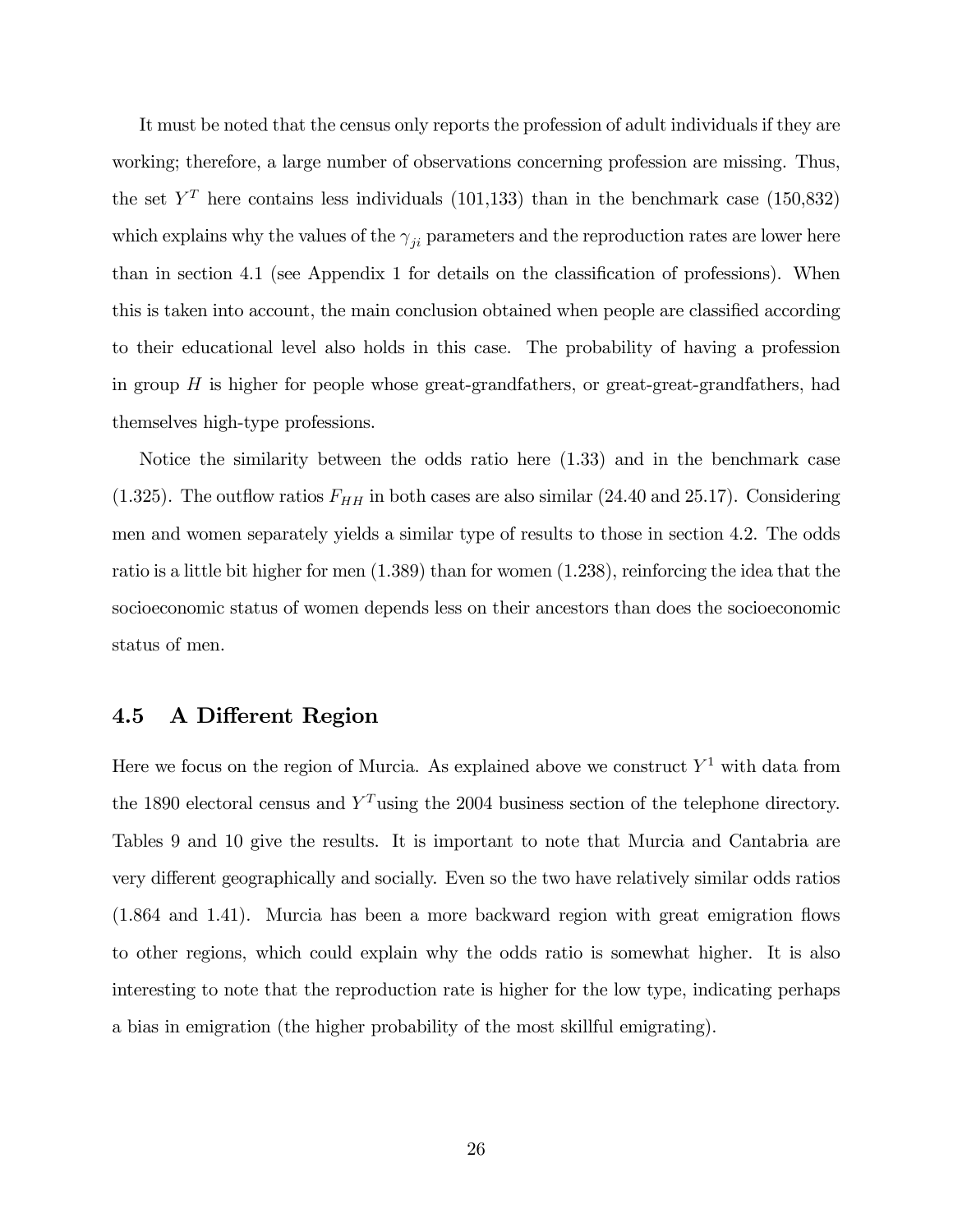It must be noted that the census only reports the profession of adult individuals if they are working; therefore, a large number of observations concerning profession are missing. Thus, the set $Y^T$ here contains less individuals (101,133) than in the benchmark case (150,832) which explains why the values of the $\gamma_{ji}$ parameters and the reproduction rates are lower here than in section 4.1 (see Appendix 1 for details on the classification of professions). When this is taken into account, the main conclusion obtained when people are classified according to their educational level also holds in this case. The probability of having a profession in group $H$ is higher for people whose great-grandfathers, or great-great-grandfathers, had themselves high-type professions.

Notice the similarity between the odds ratio here (1.33) and in the benchmark case (1.325). The outflow ratios $F_{HH}$ in both cases are also similar (24.40 and 25.17). Considering men and women separately yields a similar type of results to those in section 4.2. The odds ratio is a little bit higher for men (1.389) than for women (1.238), reinforcing the idea that the socioeconomic status of women depends less on their ancestors than does the socioeconomic status of men.

## 4.5 A Different Region

Here we focus on the region of Murcia. As explained above we construct $Y^1$ with data from the 1890 electoral census and $Y^T$ using the 2004 business section of the telephone directory. Tables 9 and 10 give the results. It is important to note that Murcia and Cantabria are very different geographically and socially. Even so the two have relatively similar odds ratios (1.864 and 1.41). Murcia has been a more backward region with great emigration flows to other regions, which could explain why the odds ratio is somewhat higher. It is also interesting to note that the reproduction rate is higher for the low type, indicating perhaps a bias in emigration (the higher probability of the most skillful emigrating).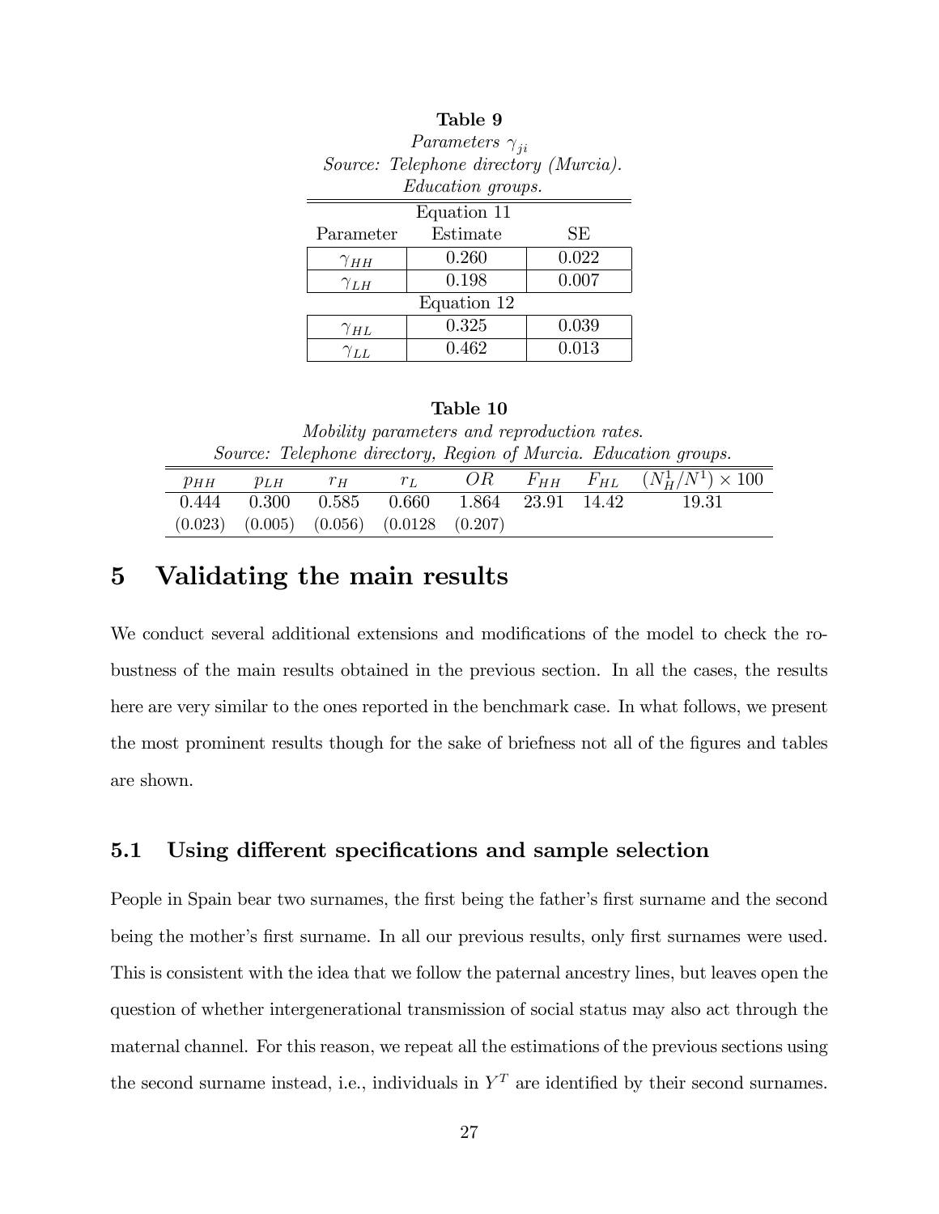**Table 9**

*Parameters $\gamma_{ji}$*

*Source: Telephone directory (Murcia).*

*Education groups.*

| Parameter | Estimate | SE |
|---|---|---|
| Equation 11 | | |
| $\gamma_{HH}$ | 0.260 | 0.022 |
| $\gamma_{LH}$ | 0.198 | 0.007 |
| Equation 12 | | |
| $\gamma_{HL}$ | 0.325 | 0.039 |
| $\gamma_{LL}$ | 0.462 | 0.013 |

**Table 10**

*Mobility parameters and reproduction rates.*

*Source: Telephone directory, Region of Murcia. Education groups.*

| $p_{HH}$ | $p_{LH}$ | $r_H$ | $r_L$ | $OR$ | $F_{HH}$ | $F_{HL}$ | $(N_H^1/N^1) \times 100$ |
|---|---|---|---|---|---|---|---|
| 0.444 | 0.300 | 0.585 | 0.660 | 1.864 | 23.91 | 14.42 | 19.31 |
| (0.023) | (0.005) | (0.056) | (0.0128 | (0.207) | | | |

# 5 Validating the main results

We conduct several additional extensions and modifications of the model to check the robustness of the main results obtained in the previous section. In all the cases, the results here are very similar to the ones reported in the benchmark case. In what follows, we present the most prominent results though for the sake of briefness not all of the figures and tables are shown.

## 5.1 Using different specifications and sample selection

People in Spain bear two surnames, the first being the father's first surname and the second being the mother's first surname. In all our previous results, only first surnames were used. This is consistent with the idea that we follow the paternal ancestry lines, but leaves open the question of whether intergenerational transmission of social status may also act through the maternal channel. For this reason, we repeat all the estimations of the previous sections using the second surname instead, i.e., individuals in $Y^T$ are identified by their second surnames.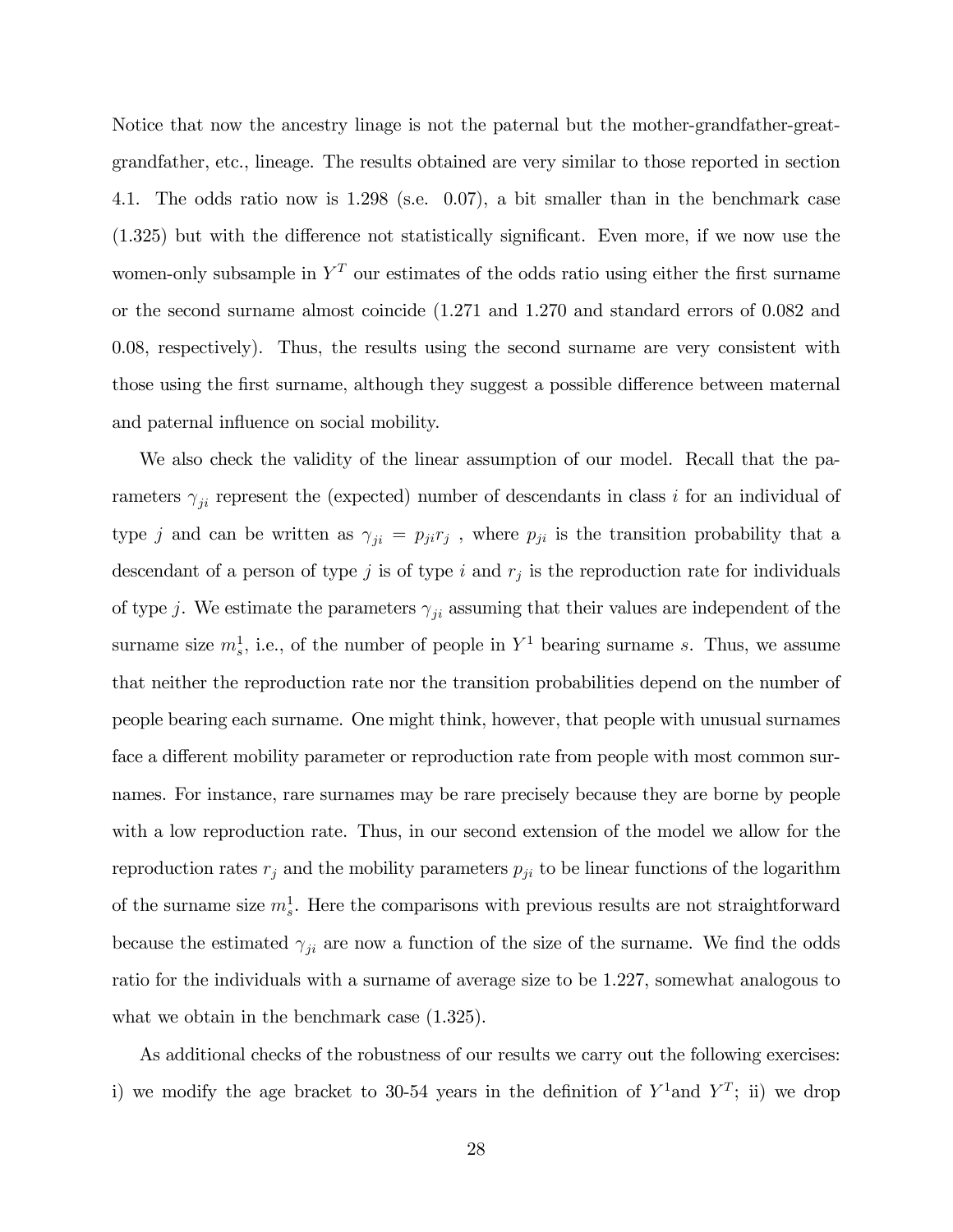Notice that now the ancestry linage is not the paternal but the mother-grandfather-great-grandfather, etc., lineage. The results obtained are very similar to those reported in section 4.1. The odds ratio now is 1.298 (s.e. 0.07), a bit smaller than in the benchmark case (1.325) but with the difference not statistically significant. Even more, if we now use the women-only subsample in $Y^T$ our estimates of the odds ratio using either the first surname or the second surname almost coincide (1.271 and 1.270 and standard errors of 0.082 and 0.08, respectively). Thus, the results using the second surname are very consistent with those using the first surname, although they suggest a possible difference between maternal and paternal influence on social mobility.

We also check the validity of the linear assumption of our model. Recall that the parameters $\gamma_{ji}$ represent the (expected) number of descendants in class $i$ for an individual of type $j$ and can be written as $\gamma_{ji} = p_{ji} r_j$ , where $p_{ji}$ is the transition probability that a descendant of a person of type $j$ is of type $i$ and $r_j$ is the reproduction rate for individuals of type $j$. We estimate the parameters $\gamma_{ji}$ assuming that their values are independent of the surname size $m_s^1$, i.e., of the number of people in $Y^1$ bearing surname $s$. Thus, we assume that neither the reproduction rate nor the transition probabilities depend on the number of people bearing each surname. One might think, however, that people with unusual surnames face a different mobility parameter or reproduction rate from people with most common surnames. For instance, rare surnames may be rare precisely because they are borne by people with a low reproduction rate. Thus, in our second extension of the model we allow for the reproduction rates $r_j$ and the mobility parameters $p_{ji}$ to be linear functions of the logarithm of the surname size $m_s^1$. Here the comparisons with previous results are not straightforward because the estimated $\gamma_{ji}$ are now a function of the size of the surname. We find the odds ratio for the individuals with a surname of average size to be 1.227, somewhat analogous to what we obtain in the benchmark case (1.325).

As additional checks of the robustness of our results we carry out the following exercises: i) we modify the age bracket to 30-54 years in the definition of $Y^1$and $Y^T$; ii) we drop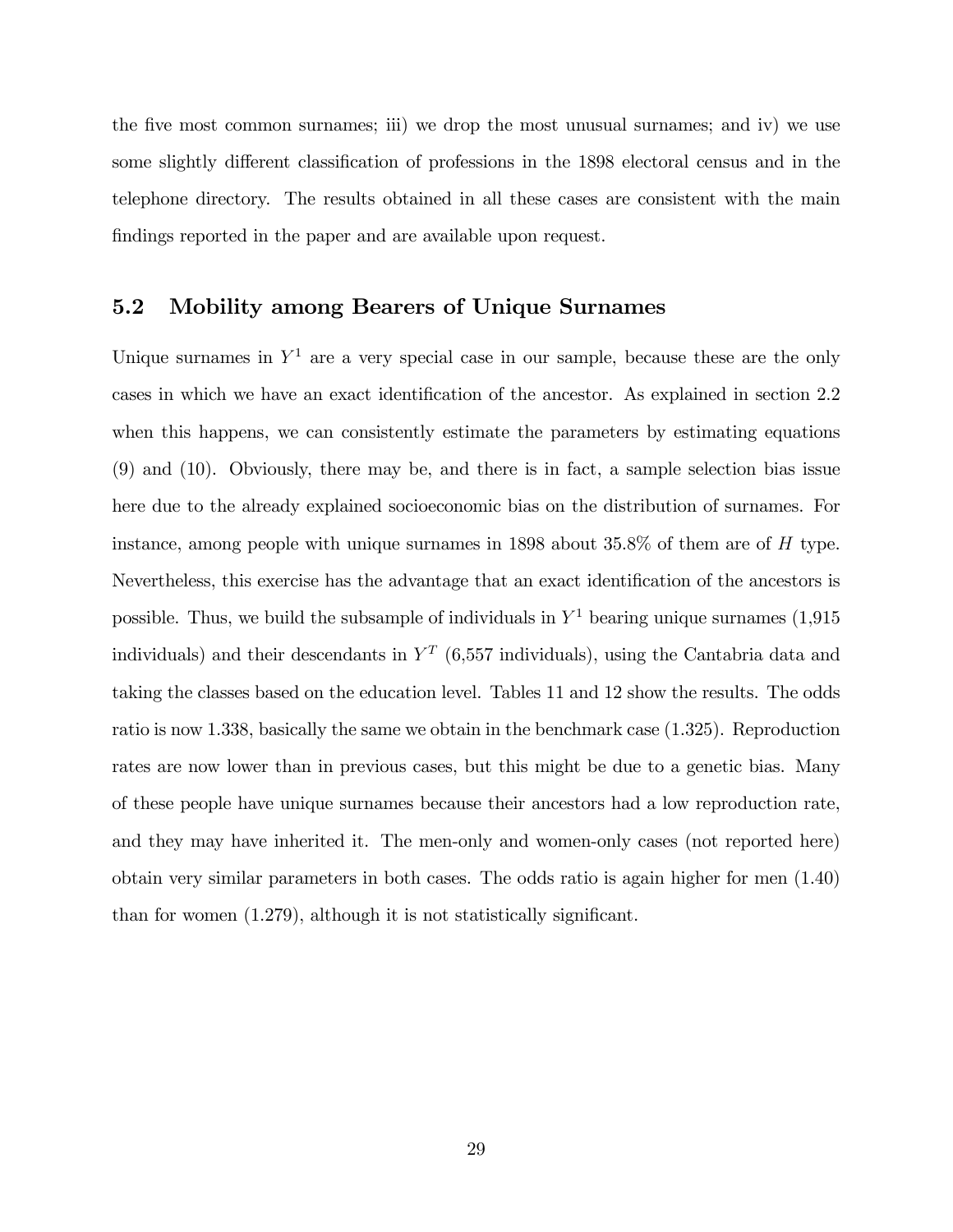the five most common surnames; iii) we drop the most unusual surnames; and iv) we use some slightly different classification of professions in the 1898 electoral census and in the telephone directory. The results obtained in all these cases are consistent with the main findings reported in the paper and are available upon request.

## 5.2 Mobility among Bearers of Unique Surnames

Unique surnames in $Y^1$ are a very special case in our sample, because these are the only cases in which we have an exact identification of the ancestor. As explained in section 2.2 when this happens, we can consistently estimate the parameters by estimating equations (9) and (10). Obviously, there may be, and there is in fact, a sample selection bias issue here due to the already explained socioeconomic bias on the distribution of surnames. For instance, among people with unique surnames in 1898 about 35.8% of them are of $H$ type. Nevertheless, this exercise has the advantage that an exact identification of the ancestors is possible. Thus, we build the subsample of individuals in $Y^1$ bearing unique surnames (1,915 individuals) and their descendants in $Y^T$ (6,557 individuals), using the Cantabria data and taking the classes based on the education level. Tables 11 and 12 show the results. The odds ratio is now 1.338, basically the same we obtain in the benchmark case (1.325). Reproduction rates are now lower than in previous cases, but this might be due to a genetic bias. Many of these people have unique surnames because their ancestors had a low reproduction rate, and they may have inherited it. The men-only and women-only cases (not reported here) obtain very similar parameters in both cases. The odds ratio is again higher for men (1.40) than for women (1.279), although it is not statistically significant.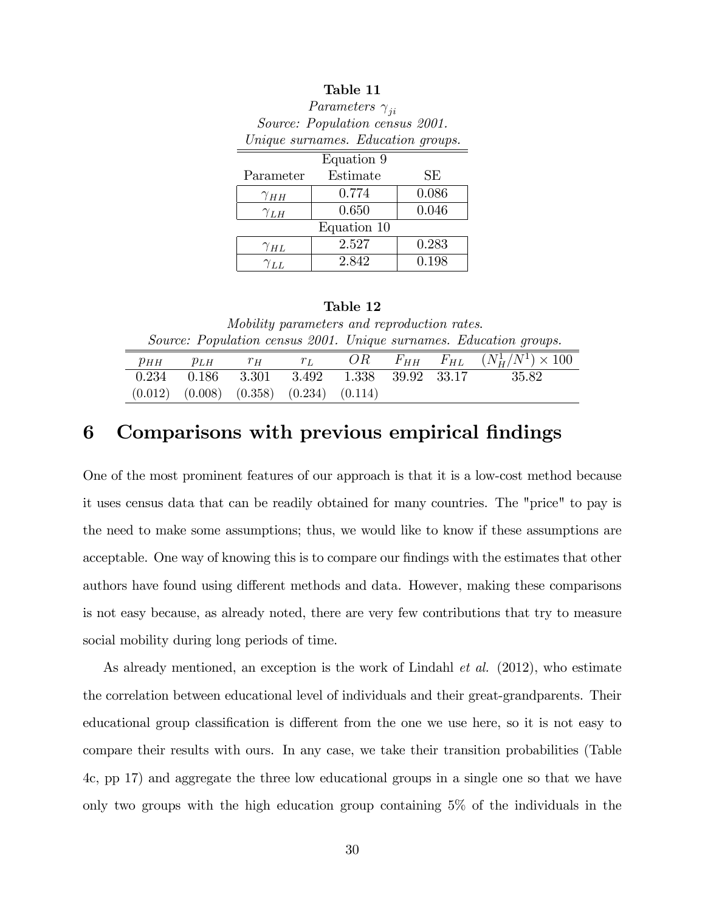**Table 11**

*Parameters $\gamma_{ji}$*

*Source: Population census 2001.*

*Unique surnames. Education groups.*

| Parameter | Estimate | SE |
|---|---|---|
| Equation 9 | | |
| $\gamma_{HH}$ | 0.774 | 0.086 |
| $\gamma_{LH}$ | 0.650 | 0.046 |
| Equation 10 | | |
| $\gamma_{HL}$ | 2.527 | 0.283 |
| $\gamma_{LL}$ | 2.842 | 0.198 |

**Table 12**

*Mobility parameters and reproduction rates.*

*Source: Population census 2001. Unique surnames. Education groups.*

| $p_{HH}$ | $p_{LH}$ | $r_H$ | $r_L$ | $OR$ | $F_{HH}$ | $F_{HL}$ | $(N_H^1/N^1) \times 100$ |
|---|---|---|---|---|---|---|---|
| 0.234 | 0.186 | 3.301 | 3.492 | 1.338 | 39.92 | 33.17 | 35.82 |
| (0.012) | (0.008) | (0.358) | (0.234) | (0.114) | | | |

# 6 Comparisons with previous empirical findings

One of the most prominent features of our approach is that it is a low-cost method because it uses census data that can be readily obtained for many countries. The "price" to pay is the need to make some assumptions; thus, we would like to know if these assumptions are acceptable. One way of knowing this is to compare our findings with the estimates that other authors have found using different methods and data. However, making these comparisons is not easy because, as already noted, there are very few contributions that try to measure social mobility during long periods of time.

As already mentioned, an exception is the work of Lindahl *et al.* (2012), who estimate the correlation between educational level of individuals and their great-grandparents. Their educational group classification is different from the one we use here, so it is not easy to compare their results with ours. In any case, we take their transition probabilities (Table 4c, pp 17) and aggregate the three low educational groups in a single one so that we have only two groups with the high education group containing 5% of the individuals in the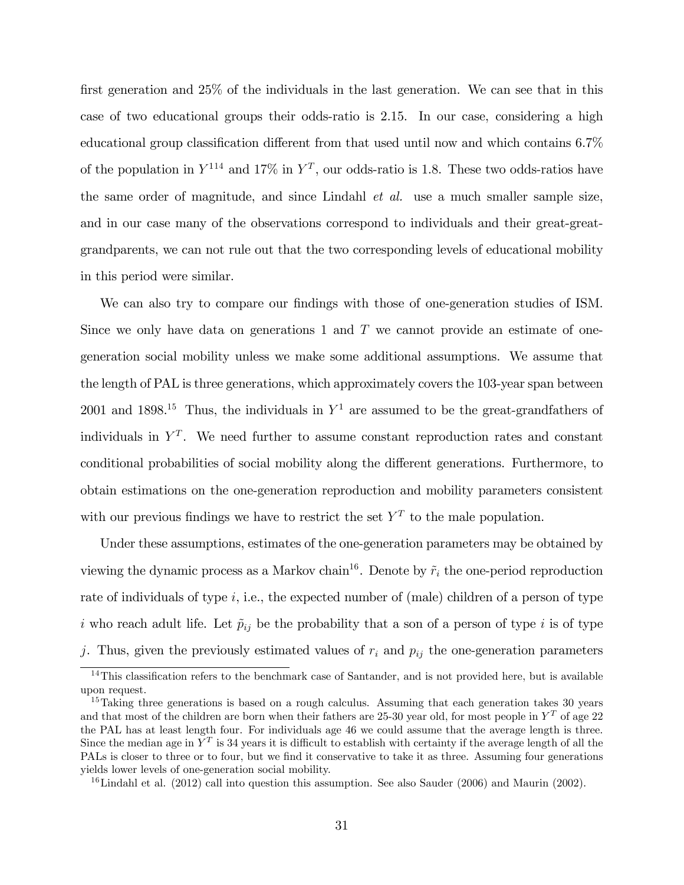first generation and 25% of the individuals in the last generation. We can see that in this case of two educational groups their odds-ratio is 2.15. In our case, considering a high educational group classification different from that used until now and which contains 6.7% of the population in $Y^1$[14] and 17% in $Y^T$, our odds-ratio is 1.8. These two odds-ratios have the same order of magnitude, and since Lindahl *et al.* use a much smaller sample size, and in our case many of the observations correspond to individuals and their great-great-grandparents, we can not rule out that the two corresponding levels of educational mobility in this period were similar.

We can also try to compare our findings with those of one-generation studies of ISM. Since we only have data on generations 1 and $T$ we cannot provide an estimate of one-generation social mobility unless we make some additional assumptions. We assume that the length of PAL is three generations, which approximately covers the 103-year span between 2001 and 1898.[15] Thus, the individuals in $Y^1$ are assumed to be the great-grandfathers of individuals in $Y^T$. We need further to assume constant reproduction rates and constant conditional probabilities of social mobility along the different generations. Furthermore, to obtain estimations on the one-generation reproduction and mobility parameters consistent with our previous findings we have to restrict the set $Y^T$ to the male population.

Under these assumptions, estimates of the one-generation parameters may be obtained by viewing the dynamic process as a Markov chain[16]. Denote by $\tilde{r}_i$ the one-period reproduction rate of individuals of type $i$, i.e., the expected number of (male) children of a person of type $i$ who reach adult life. Let $\tilde{p}_{ij}$ be the probability that a son of a person of type $i$ is of type $j$. Thus, given the previously estimated values of $r_i$ and $p_{ij}$ the one-generation parameters

---

[14] This classification refers to the benchmark case of Santander, and is not provided here, but is available upon request.

[15] Taking three generations is based on a rough calculus. Assuming that each generation takes 30 years and that most of the children are born when their fathers are 25-30 year old, for most people in $Y^T$ of age 22 the PAL has at least length four. For individuals age 46 we could assume that the average length is three. Since the median age in $Y^T$ is 34 years it is difficult to establish with certainty if the average length of all the PALs is closer to three or to four, but we find it conservative to take it as three. Assuming four generations yields lower levels of one-generation social mobility.

[16] Lindahl et al. (2012) call into question this assumption. See also Sauder (2006) and Maurin (2002).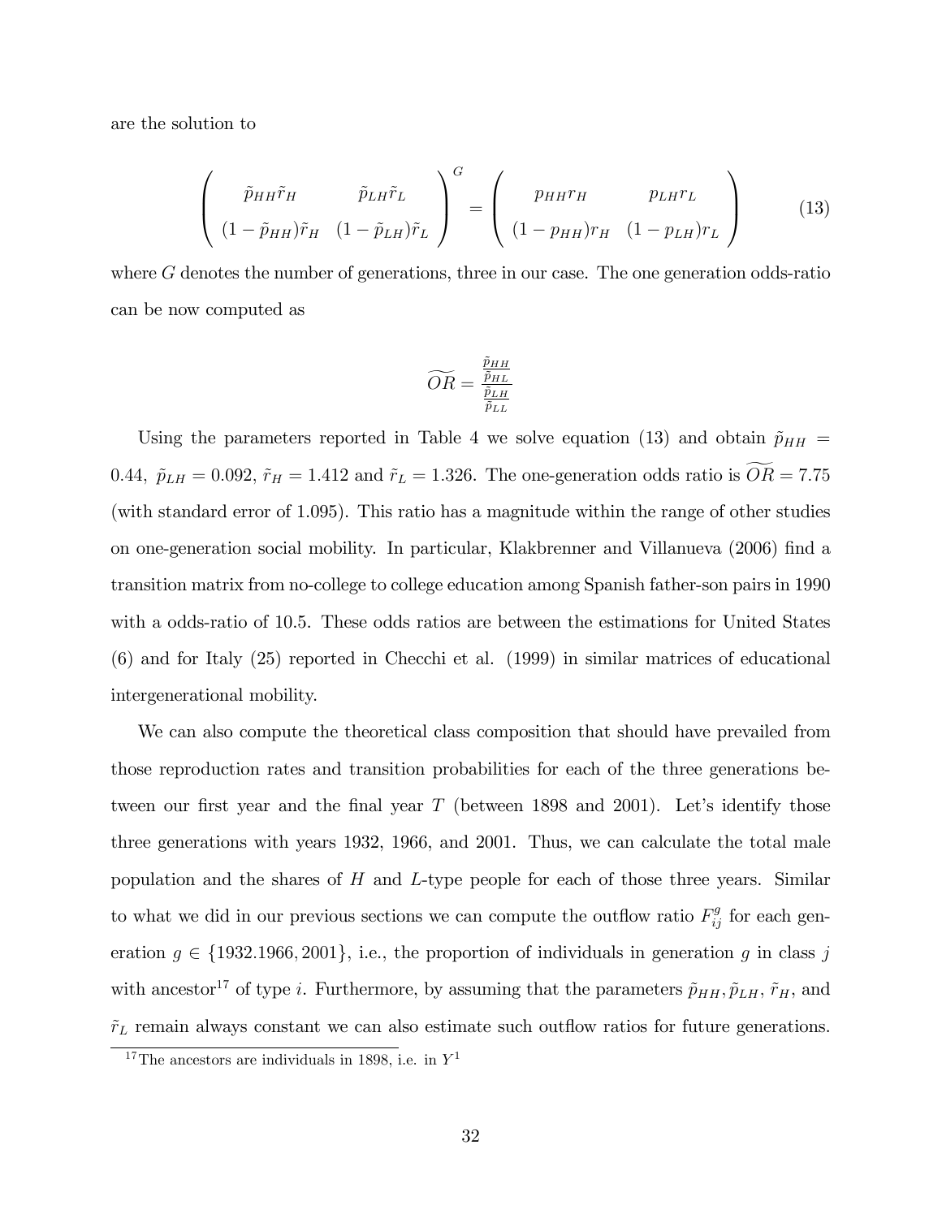are the solution to

$$
\begin{pmatrix} \tilde{p}_{HH}\tilde{r}_H & \tilde{p}_{LH}\tilde{r}_L \\ (1-\tilde{p}_{HH})\tilde{r}_H & (1-\tilde{p}_{LH})\tilde{r}_L \end{pmatrix}^G = \begin{pmatrix} p_{HH}r_H & p_{LH}r_L \\ (1-p_{HH})r_H & (1-p_{LH})r_L \end{pmatrix} \tag{13}
$$

where $G$ denotes the number of generations, three in our case. The one generation odds-ratio can be now computed as

$$
\widetilde{OR} = \frac{\frac{\tilde{p}_{HH}}{\tilde{p}_{HL}}}{\frac{\tilde{p}_{LH}}{\tilde{p}_{LL}}}
$$

Using the parameters reported in Table 4 we solve equation (13) and obtain $\tilde{p}_{HH} = 0.44$, $\tilde{p}_{LH} = 0.092$, $\tilde{r}_H = 1.412$ and $\tilde{r}_L = 1.326$. The one-generation odds ratio is $\widetilde{OR} = 7.75$ (with standard error of 1.095). This ratio has a magnitude within the range of other studies on one-generation social mobility. In particular, Klakbrenner and Villanueva (2006) find a transition matrix from no-college to college education among Spanish father-son pairs in 1990 with a odds-ratio of 10.5. These odds ratios are between the estimations for United States (6) and for Italy (25) reported in Checchi et al. (1999) in similar matrices of educational intergenerational mobility.

We can also compute the theoretical class composition that should have prevailed from those reproduction rates and transition probabilities for each of the three generations between our first year and the final year $T$ (between 1898 and 2001). Let's identify those three generations with years 1932, 1966, and 2001. Thus, we can calculate the total male population and the shares of $H$ and $L$-type people for each of those three years. Similar to what we did in our previous sections we can compute the outflow ratio $F_{ij}^g$ for each generation $g \in \{1932.1966, 2001\}$, i.e., the proportion of individuals in generation $g$ in class $j$ with ancestor[17] of type $i$. Furthermore, by assuming that the parameters $\tilde{p}_{HH}, \tilde{p}_{LH}$, $\tilde{r}_H$, and $\tilde{r}_L$ remain always constant we can also estimate such outflow ratios for future generations.

[17] The ancestors are individuals in 1898, i.e. in $Y^1$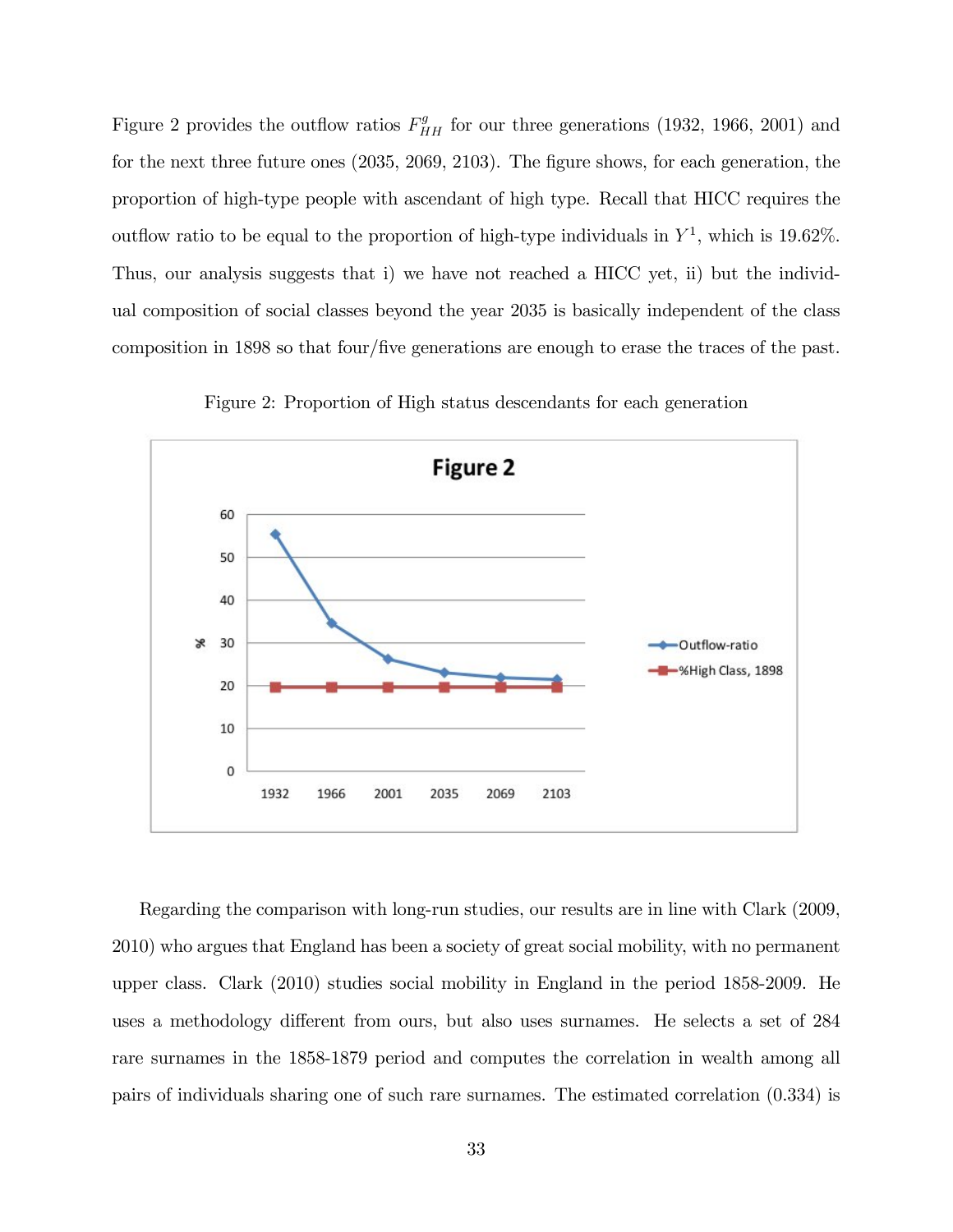Figure 2 provides the outflow ratios $F^{g}_{HH}$ for our three generations (1932, 1966, 2001) and for the next three future ones (2035, 2069, 2103). The figure shows, for each generation, the proportion of high-type people with ascendant of high type. Recall that HICC requires the outflow ratio to be equal to the proportion of high-type individuals in $Y^1$, which is 19.62%. Thus, our analysis suggests that i) we have not reached a HICC yet, ii) but the individual composition of social classes beyond the year 2035 is basically independent of the class composition in 1898 so that four/five generations are enough to erase the traces of the past.

Figure 2: Proportion of High status descendants for each generation

Regarding the comparison with long-run studies, our results are in line with Clark (2009, 2010) who argues that England has been a society of great social mobility, with no permanent upper class. Clark (2010) studies social mobility in England in the period 1858-2009. He uses a methodology different from ours, but also uses surnames. He selects a set of 284 rare surnames in the 1858-1879 period and computes the correlation in wealth among all pairs of individuals sharing one of such rare surnames. The estimated correlation (0.334) is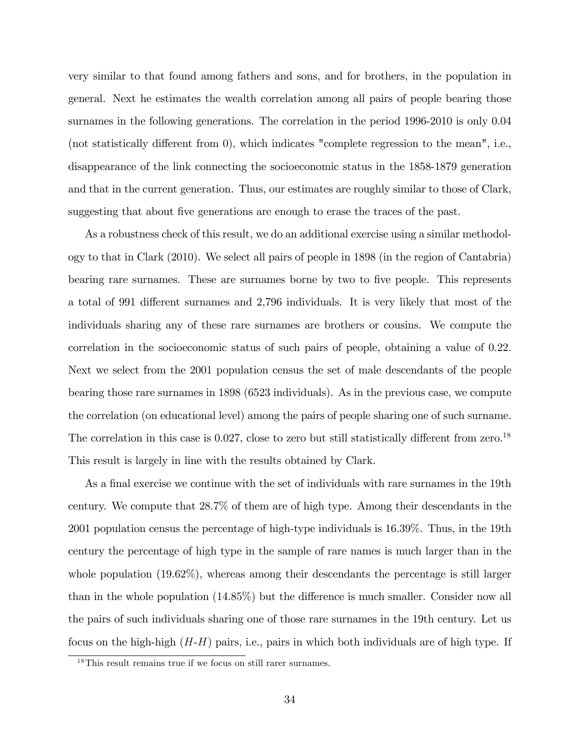very similar to that found among fathers and sons, and for brothers, in the population in general. Next he estimates the wealth correlation among all pairs of people bearing those surnames in the following generations. The correlation in the period 1996-2010 is only 0.04 (not statistically different from 0), which indicates "complete regression to the mean", i.e., disappearance of the link connecting the socioeconomic status in the 1858-1879 generation and that in the current generation. Thus, our estimates are roughly similar to those of Clark, suggesting that about five generations are enough to erase the traces of the past.

As a robustness check of this result, we do an additional exercise using a similar methodology to that in Clark (2010). We select all pairs of people in 1898 (in the region of Cantabria) bearing rare surnames. These are surnames borne by two to five people. This represents a total of 991 different surnames and 2,796 individuals. It is very likely that most of the individuals sharing any of these rare surnames are brothers or cousins. We compute the correlation in the socioeconomic status of such pairs of people, obtaining a value of 0.22. Next we select from the 2001 population census the set of male descendants of the people bearing those rare surnames in 1898 (6523 individuals). As in the previous case, we compute the correlation (on educational level) among the pairs of people sharing one of such surname. The correlation in this case is 0.027, close to zero but still statistically different from zero.[18] This result is largely in line with the results obtained by Clark.

As a final exercise we continue with the set of individuals with rare surnames in the 19th century. We compute that 28.7% of them are of high type. Among their descendants in the 2001 population census the percentage of high-type individuals is 16.39%. Thus, in the 19th century the percentage of high type in the sample of rare names is much larger than in the whole population (19.62%), whereas among their descendants the percentage is still larger than in the whole population (14.85%) but the difference is much smaller. Consider now all the pairs of such individuals sharing one of those rare surnames in the 19th century. Let us focus on the high-high ($H$-$H$) pairs, i.e., pairs in which both individuals are of high type. If

[18] This result remains true if we focus on still rarer surnames.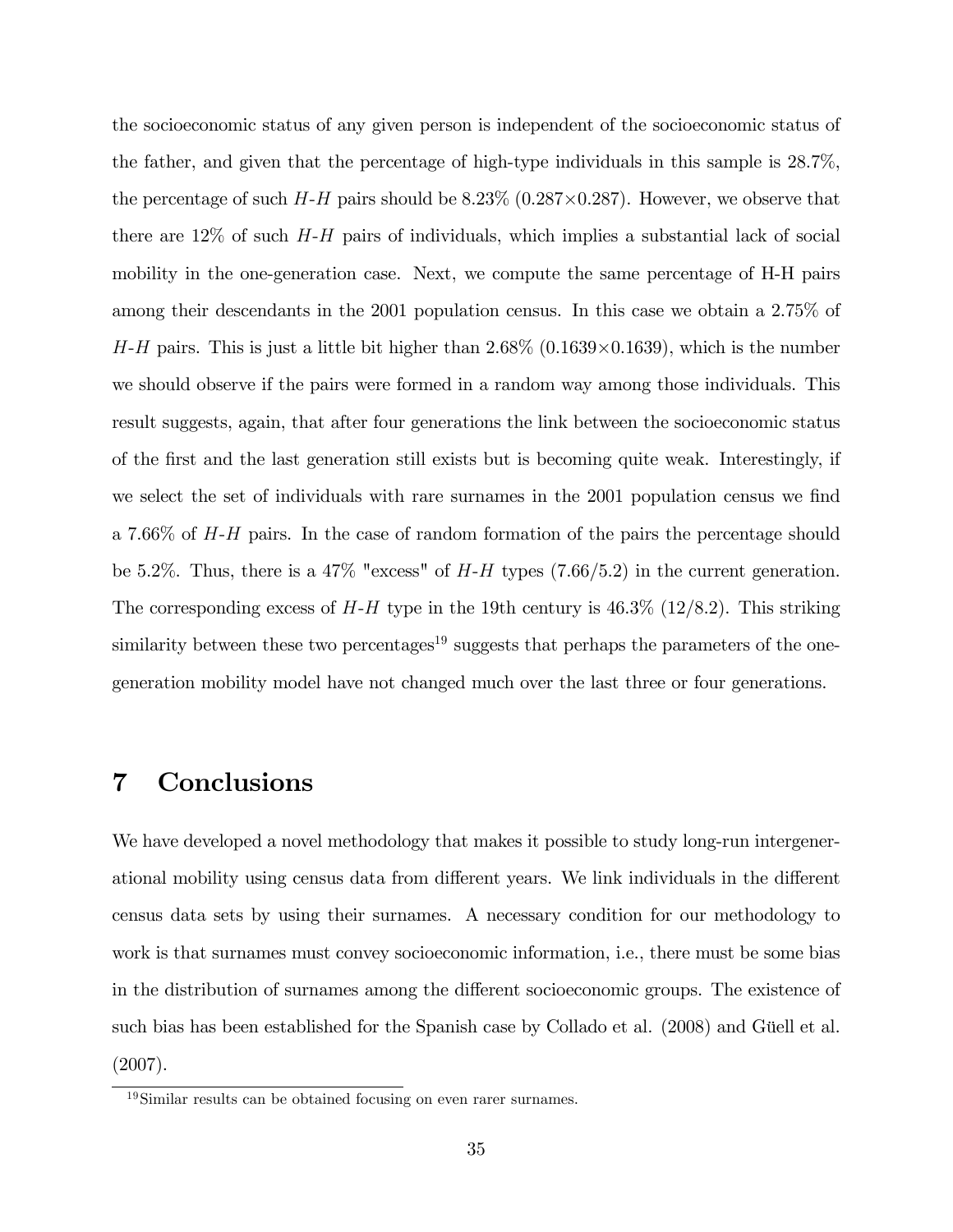the socioeconomic status of any given person is independent of the socioeconomic status of the father, and given that the percentage of high-type individuals in this sample is 28.7%, the percentage of such $H$-$H$ pairs should be 8.23% (0.287×0.287). However, we observe that there are 12% of such $H$-$H$ pairs of individuals, which implies a substantial lack of social mobility in the one-generation case. Next, we compute the same percentage of H-H pairs among their descendants in the 2001 population census. In this case we obtain a 2.75% of $H$-$H$ pairs. This is just a little bit higher than 2.68% (0.1639×0.1639), which is the number we should observe if the pairs were formed in a random way among those individuals. This result suggests, again, that after four generations the link between the socioeconomic status of the first and the last generation still exists but is becoming quite weak. Interestingly, if we select the set of individuals with rare surnames in the 2001 population census we find a 7.66% of $H$-$H$ pairs. In the case of random formation of the pairs the percentage should be 5.2%. Thus, there is a 47% "excess" of $H$-$H$ types (7.66/5.2) in the current generation. The corresponding excess of $H$-$H$ type in the 19th century is 46.3% (12/8.2). This striking similarity between these two percentages[19] suggests that perhaps the parameters of the one-generation mobility model have not changed much over the last three or four generations.

# 7 Conclusions

We have developed a novel methodology that makes it possible to study long-run intergenerational mobility using census data from different years. We link individuals in the different census data sets by using their surnames. A necessary condition for our methodology to work is that surnames must convey socioeconomic information, i.e., there must be some bias in the distribution of surnames among the different socioeconomic groups. The existence of such bias has been established for the Spanish case by Collado et al. (2008) and Güell et al. (2007).

[19] Similar results can be obtained focusing on even rarer surnames.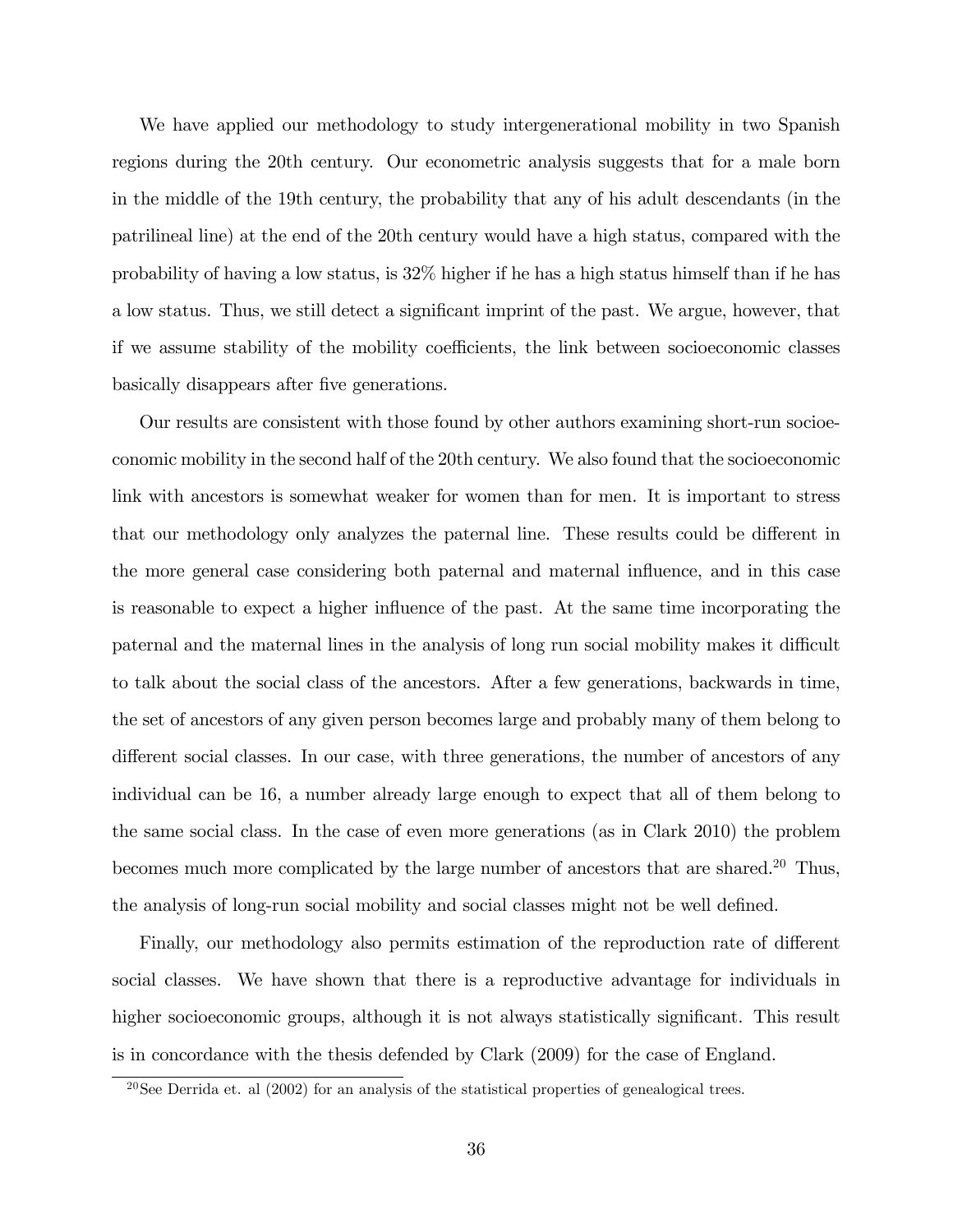We have applied our methodology to study intergenerational mobility in two Spanish regions during the 20th century. Our econometric analysis suggests that for a male born in the middle of the 19th century, the probability that any of his adult descendants (in the patrilineal line) at the end of the 20th century would have a high status, compared with the probability of having a low status, is 32% higher if he has a high status himself than if he has a low status. Thus, we still detect a significant imprint of the past. We argue, however, that if we assume stability of the mobility coefficients, the link between socioeconomic classes basically disappears after five generations.

Our results are consistent with those found by other authors examining short-run socioeconomic mobility in the second half of the 20th century. We also found that the socioeconomic link with ancestors is somewhat weaker for women than for men. It is important to stress that our methodology only analyzes the paternal line. These results could be different in the more general case considering both paternal and maternal influence, and in this case is reasonable to expect a higher influence of the past. At the same time incorporating the paternal and the maternal lines in the analysis of long run social mobility makes it difficult to talk about the social class of the ancestors. After a few generations, backwards in time, the set of ancestors of any given person becomes large and probably many of them belong to different social classes. In our case, with three generations, the number of ancestors of any individual can be 16, a number already large enough to expect that all of them belong to the same social class. In the case of even more generations (as in Clark 2010) the problem becomes much more complicated by the large number of ancestors that are shared.[20] Thus, the analysis of long-run social mobility and social classes might not be well defined.

Finally, our methodology also permits estimation of the reproduction rate of different social classes. We have shown that there is a reproductive advantage for individuals in higher socioeconomic groups, although it is not always statistically significant. This result is in concordance with the thesis defended by Clark (2009) for the case of England.

[20] See Derrida et. al (2002) for an analysis of the statistical properties of genealogical trees.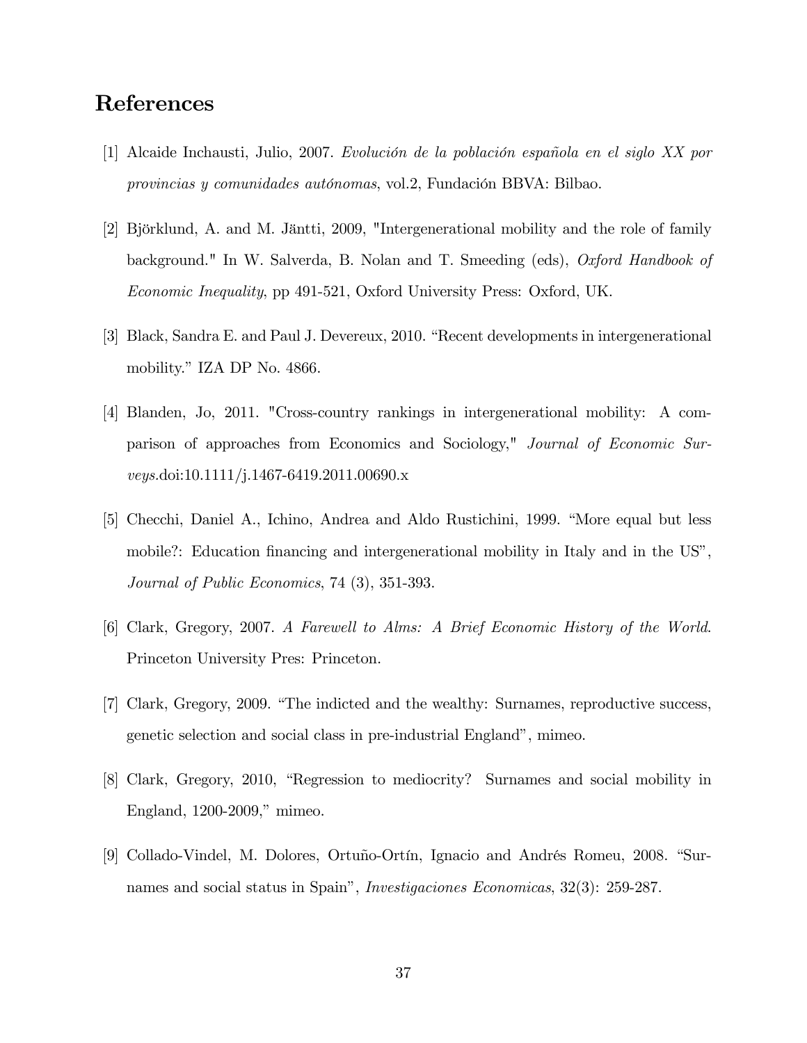# References

[1] Alcaide Inchausti, Julio, 2007. *Evolución de la población española en el siglo XX por provincias y comunidades autónomas*, vol.2, Fundación BBVA: Bilbao.

[2] Björklund, A. and M. Jäntti, 2009, "Intergenerational mobility and the role of family background." In W. Salverda, B. Nolan and T. Smeeding (eds), *Oxford Handbook of Economic Inequality*, pp 491-521, Oxford University Press: Oxford, UK.

[3] Black, Sandra E. and Paul J. Devereux, 2010. "Recent developments in intergenerational mobility." IZA DP No. 4866.

[4] Blanden, Jo, 2011. "Cross-country rankings in intergenerational mobility: A comparison of approaches from Economics and Sociology," *Journal of Economic Surveys*.doi:10.1111/j.1467-6419.2011.00690.x

[5] Checchi, Daniel A., Ichino, Andrea and Aldo Rustichini, 1999. "More equal but less mobile?: Education financing and intergenerational mobility in Italy and in the US", *Journal of Public Economics*, 74 (3), 351-393.

[6] Clark, Gregory, 2007. *A Farewell to Alms: A Brief Economic History of the World*. Princeton University Pres: Princeton.

[7] Clark, Gregory, 2009. "The indicted and the wealthy: Surnames, reproductive success, genetic selection and social class in pre-industrial England", mimeo.

[8] Clark, Gregory, 2010, "Regression to mediocrity? Surnames and social mobility in England, 1200-2009," mimeo.

[9] Collado-Vindel, M. Dolores, Ortuño-Ortín, Ignacio and Andrés Romeu, 2008. "Surnames and social status in Spain", *Investigaciones Economicas*, 32(3): 259-287.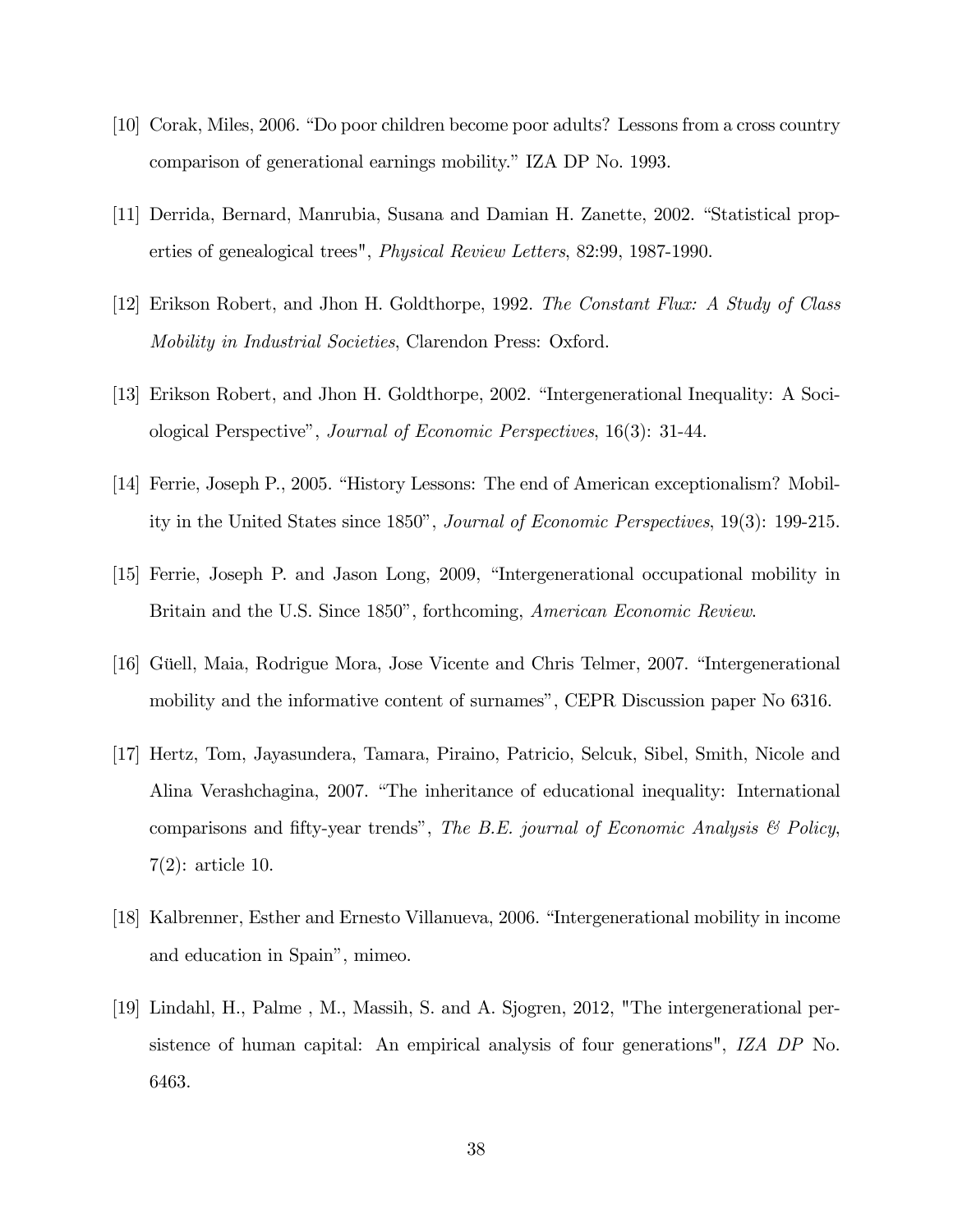[10] Corak, Miles, 2006. "Do poor children become poor adults? Lessons from a cross country comparison of generational earnings mobility." IZA DP No. 1993.

[11] Derrida, Bernard, Manrubia, Susana and Damian H. Zanette, 2002. "Statistical properties of genealogical trees", *Physical Review Letters*, 82:99, 1987-1990.

[12] Erikson Robert, and Jhon H. Goldthorpe, 1992. *The Constant Flux: A Study of Class Mobility in Industrial Societies*, Clarendon Press: Oxford.

[13] Erikson Robert, and Jhon H. Goldthorpe, 2002. "Intergenerational Inequality: A Sociological Perspective", *Journal of Economic Perspectives*, 16(3): 31-44.

[14] Ferrie, Joseph P., 2005. "History Lessons: The end of American exceptionalism? Mobility in the United States since 1850", *Journal of Economic Perspectives*, 19(3): 199-215.

[15] Ferrie, Joseph P. and Jason Long, 2009, "Intergenerational occupational mobility in Britain and the U.S. Since 1850", forthcoming, *American Economic Review*.

[16] Güell, Maia, Rodrigue Mora, Jose Vicente and Chris Telmer, 2007. "Intergenerational mobility and the informative content of surnames", CEPR Discussion paper No 6316.

[17] Hertz, Tom, Jayasundera, Tamara, Piraino, Patricio, Selcuk, Sibel, Smith, Nicole and Alina Verashchagina, 2007. "The inheritance of educational inequality: International comparisons and fifty-year trends", *The B.E. journal of Economic Analysis & Policy*, 7(2): article 10.

[18] Kalbrenner, Esther and Ernesto Villanueva, 2006. "Intergenerational mobility in income and education in Spain", mimeo.

[19] Lindahl, H., Palme , M., Massih, S. and A. Sjogren, 2012, "The intergenerational persistence of human capital: An empirical analysis of four generations", *IZA DP* No. 6463.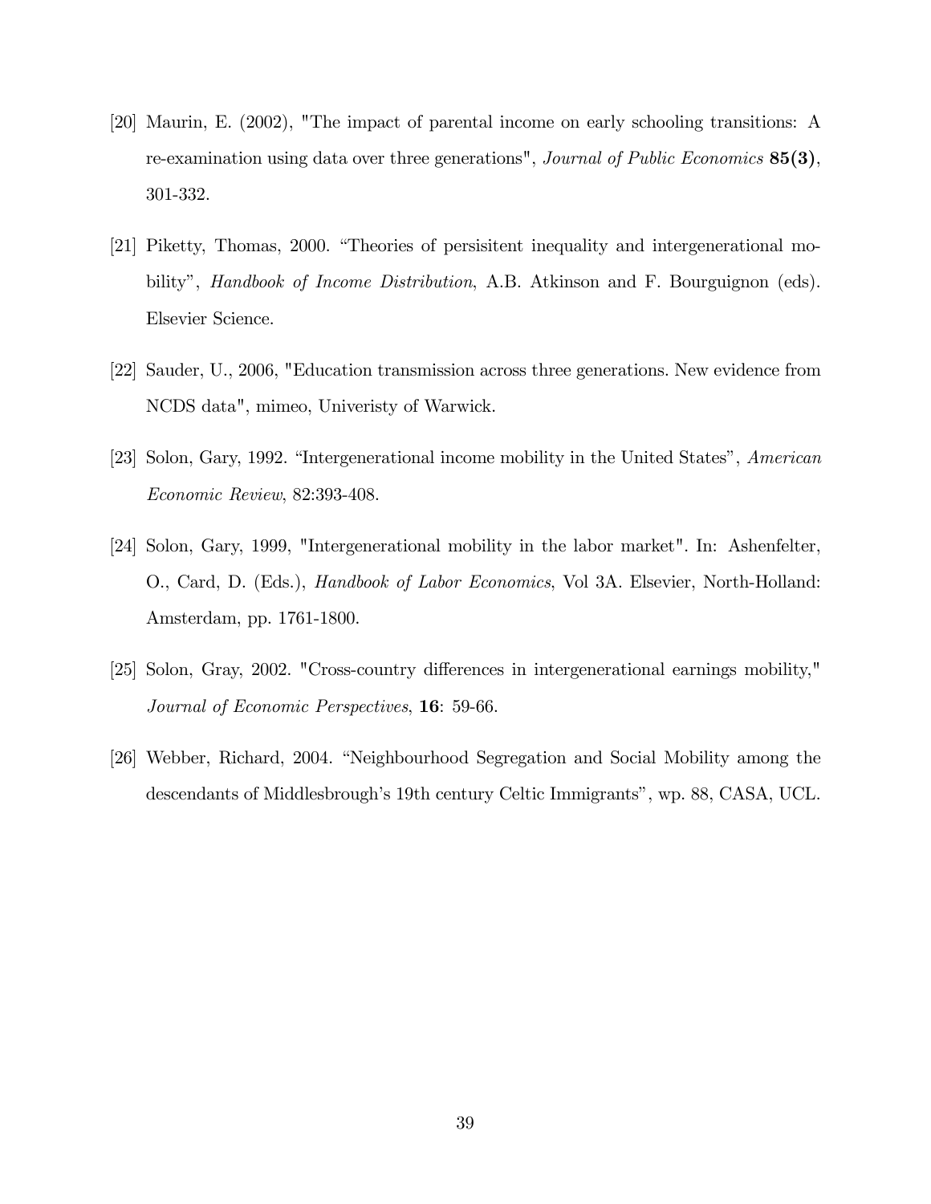[20] Maurin, E. (2002), "The impact of parental income on early schooling transitions: A re-examination using data over three generations", *Journal of Public Economics* **85(3)**, 301-332.

[21] Piketty, Thomas, 2000. "Theories of persisitent inequality and intergenerational mobility", *Handbook of Income Distribution*, A.B. Atkinson and F. Bourguignon (eds). Elsevier Science.

[22] Sauder, U., 2006, "Education transmission across three generations. New evidence from NCDS data", mimeo, Univeristy of Warwick.

[23] Solon, Gary, 1992. "Intergenerational income mobility in the United States", *American Economic Review*, 82:393-408.

[24] Solon, Gary, 1999, "Intergenerational mobility in the labor market". In: Ashenfelter, O., Card, D. (Eds.), *Handbook of Labor Economics*, Vol 3A. Elsevier, North-Holland: Amsterdam, pp. 1761-1800.

[25] Solon, Gray, 2002. "Cross-country differences in intergenerational earnings mobility," *Journal of Economic Perspectives*, **16**: 59-66.

[26] Webber, Richard, 2004. "Neighbourhood Segregation and Social Mobility among the descendants of Middlesbrough's 19th century Celtic Immigrants", wp. 88, CASA, UCL.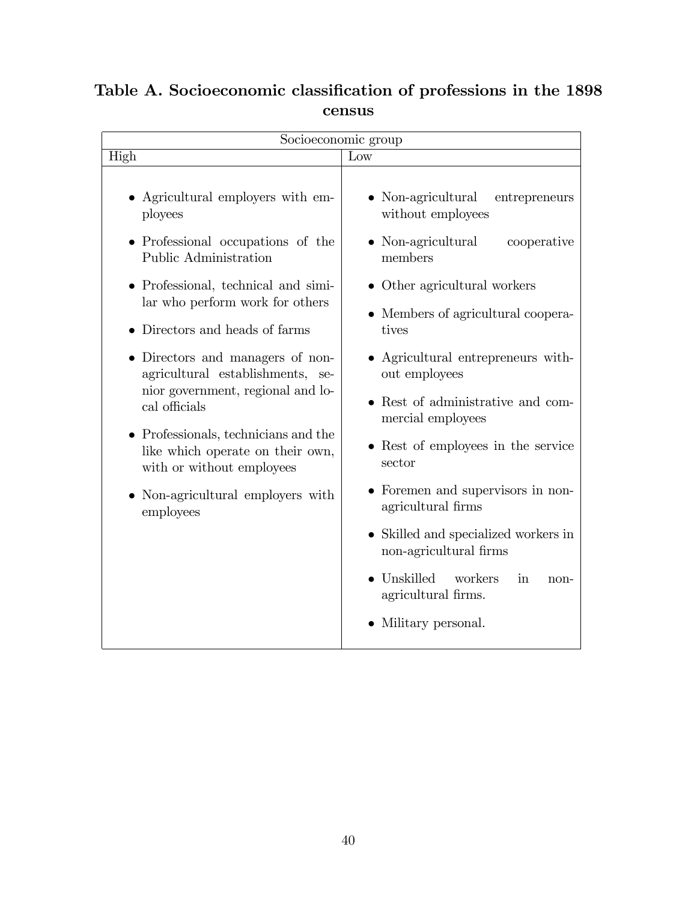## Table A. Socioeconomic classification of professions in the 1898 census

| Socioeconomic group | |
|---|---|
| High | Low |
| • Agricultural employers with employees<br>• Professional occupations of the Public Administration<br>• Professional, technical and similar who perform work for others<br>• Directors and heads of farms<br>• Directors and managers of non-agricultural establishments, senior government, regional and local officials<br>• Professionals, technicians and the like which operate on their own, with or without employees<br>• Non-agricultural employers with employees | • Non-agricultural entrepreneurs without employees<br>• Non-agricultural cooperative members<br>• Other agricultural workers<br>• Members of agricultural cooperatives<br>• Agricultural entrepreneurs without employees<br>• Rest of administrative and commercial employees<br>• Rest of employees in the service sector<br>• Foremen and supervisors in non-agricultural firms<br>• Skilled and specialized workers in non-agricultural firms<br>• Unskilled workers in non-agricultural firms.<br>• Military personal. |